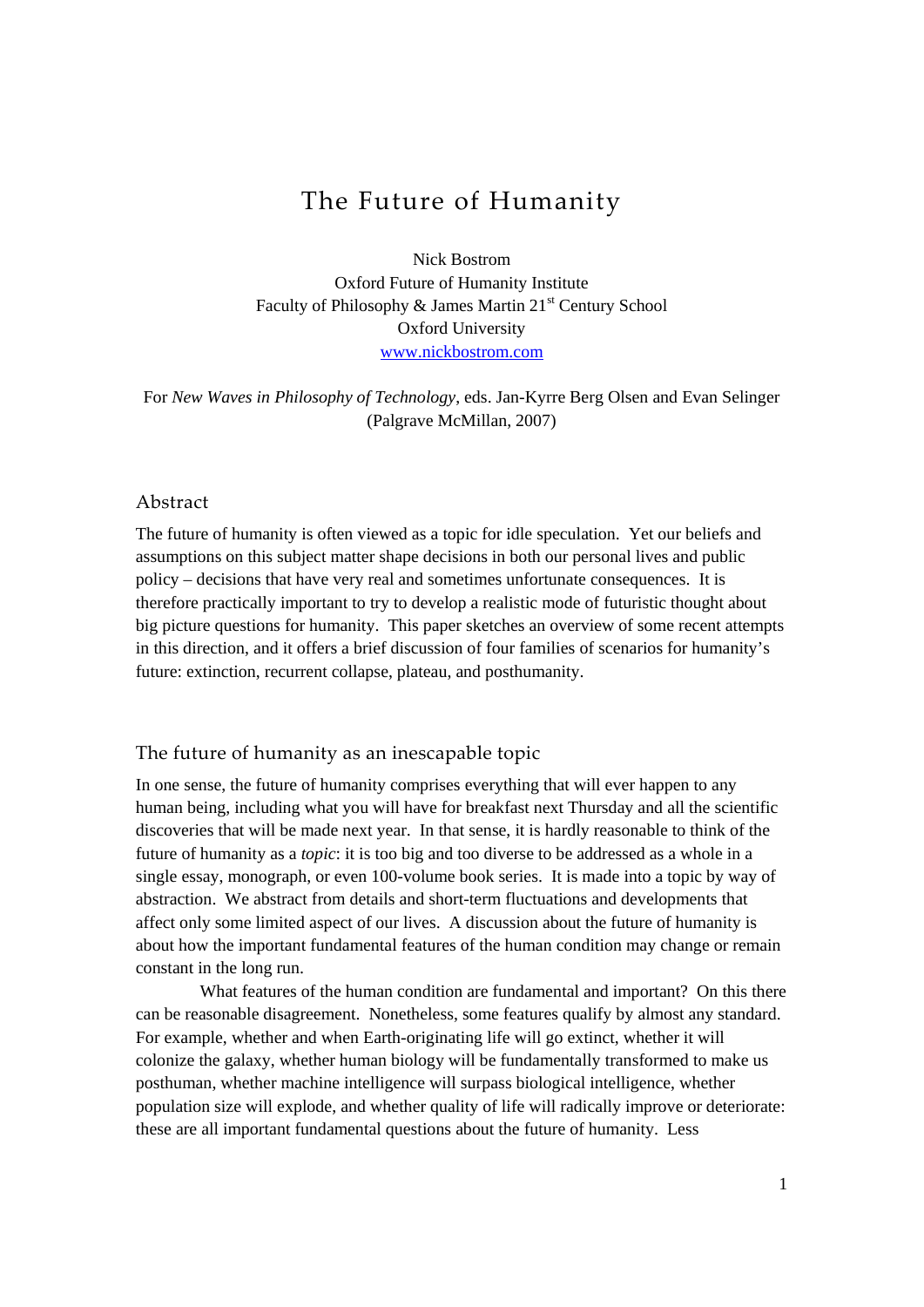# The Future of Humanity

Nick Bostrom
Oxford Future of Humanity Institute
Faculty of Philosophy & James Martin 21st Century School
Oxford University
www.nickbostrom.com

For *New Waves in Philosophy of Technology*, eds. Jan-Kyrre Berg Olsen and Evan Selinger (Palgrave McMillan, 2007)

## Abstract

The future of humanity is often viewed as a topic for idle speculation. Yet our beliefs and assumptions on this subject matter shape decisions in both our personal lives and public policy – decisions that have very real and sometimes unfortunate consequences. It is therefore practically important to try to develop a realistic mode of futuristic thought about big picture questions for humanity. This paper sketches an overview of some recent attempts in this direction, and it offers a brief discussion of four families of scenarios for humanity's future: extinction, recurrent collapse, plateau, and posthumanity.

## The future of humanity as an inescapable topic

In one sense, the future of humanity comprises everything that will ever happen to any human being, including what you will have for breakfast next Thursday and all the scientific discoveries that will be made next year. In that sense, it is hardly reasonable to think of the future of humanity as a *topic*: it is too big and too diverse to be addressed as a whole in a single essay, monograph, or even 100-volume book series. It is made into a topic by way of abstraction. We abstract from details and short-term fluctuations and developments that affect only some limited aspect of our lives. A discussion about the future of humanity is about how the important fundamental features of the human condition may change or remain constant in the long run.

What features of the human condition are fundamental and important? On this there can be reasonable disagreement. Nonetheless, some features qualify by almost any standard. For example, whether and when Earth-originating life will go extinct, whether it will colonize the galaxy, whether human biology will be fundamentally transformed to make us posthuman, whether machine intelligence will surpass biological intelligence, whether population size will explode, and whether quality of life will radically improve or deteriorate: these are all important fundamental questions about the future of humanity. Less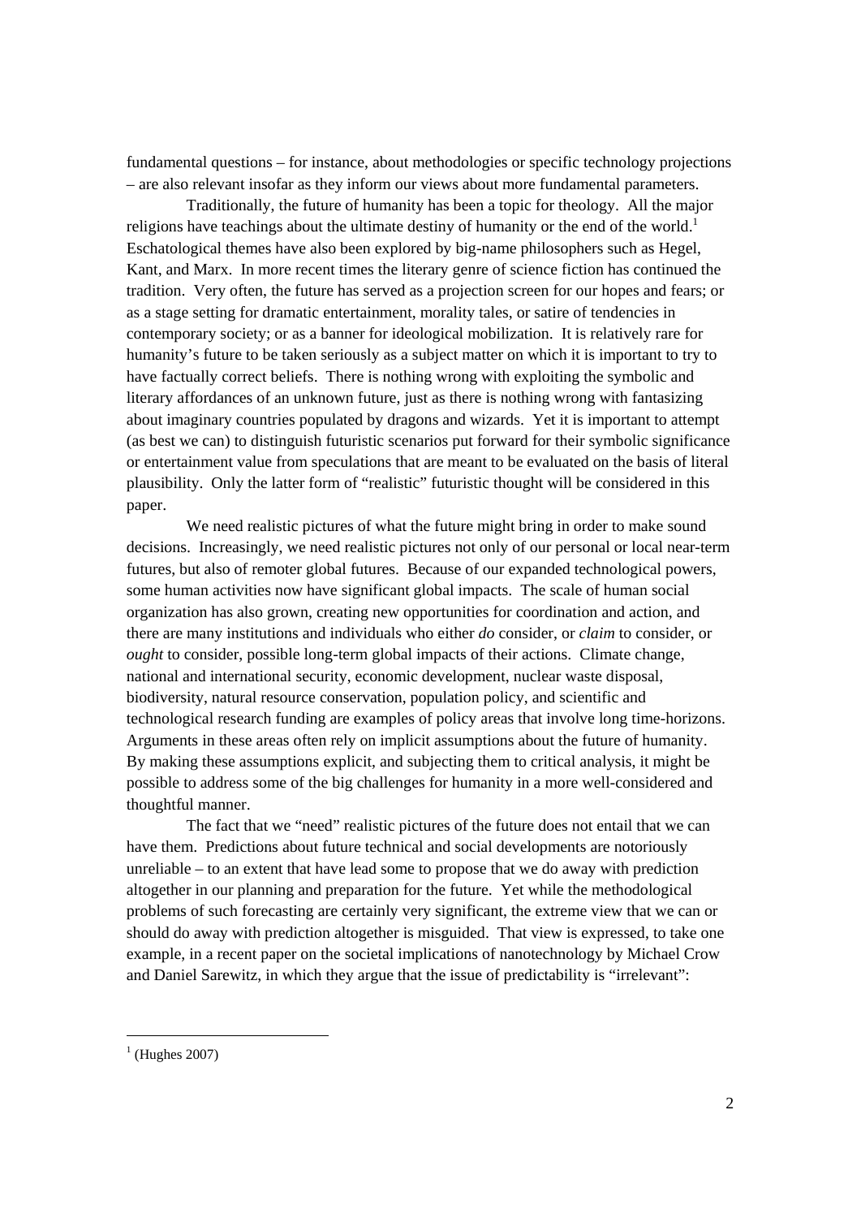fundamental questions – for instance, about methodologies or specific technology projections – are also relevant insofar as they inform our views about more fundamental parameters.

Traditionally, the future of humanity has been a topic for theology. All the major religions have teachings about the ultimate destiny of humanity or the end of the world.[1] Eschatological themes have also been explored by big-name philosophers such as Hegel, Kant, and Marx. In more recent times the literary genre of science fiction has continued the tradition. Very often, the future has served as a projection screen for our hopes and fears; or as a stage setting for dramatic entertainment, morality tales, or satire of tendencies in contemporary society; or as a banner for ideological mobilization. It is relatively rare for humanity's future to be taken seriously as a subject matter on which it is important to try to have factually correct beliefs. There is nothing wrong with exploiting the symbolic and literary affordances of an unknown future, just as there is nothing wrong with fantasizing about imaginary countries populated by dragons and wizards. Yet it is important to attempt (as best we can) to distinguish futuristic scenarios put forward for their symbolic significance or entertainment value from speculations that are meant to be evaluated on the basis of literal plausibility. Only the latter form of "realistic" futuristic thought will be considered in this paper.

We need realistic pictures of what the future might bring in order to make sound decisions. Increasingly, we need realistic pictures not only of our personal or local near-term futures, but also of remoter global futures. Because of our expanded technological powers, some human activities now have significant global impacts. The scale of human social organization has also grown, creating new opportunities for coordination and action, and there are many institutions and individuals who either *do* consider, or *claim* to consider, or *ought* to consider, possible long-term global impacts of their actions. Climate change, national and international security, economic development, nuclear waste disposal, biodiversity, natural resource conservation, population policy, and scientific and technological research funding are examples of policy areas that involve long time-horizons. Arguments in these areas often rely on implicit assumptions about the future of humanity. By making these assumptions explicit, and subjecting them to critical analysis, it might be possible to address some of the big challenges for humanity in a more well-considered and thoughtful manner.

The fact that we "need" realistic pictures of the future does not entail that we can have them. Predictions about future technical and social developments are notoriously unreliable – to an extent that have lead some to propose that we do away with prediction altogether in our planning and preparation for the future. Yet while the methodological problems of such forecasting are certainly very significant, the extreme view that we can or should do away with prediction altogether is misguided. That view is expressed, to take one example, in a recent paper on the societal implications of nanotechnology by Michael Crow and Daniel Sarewitz, in which they argue that the issue of predictability is "irrelevant":

[1] (Hughes 2007)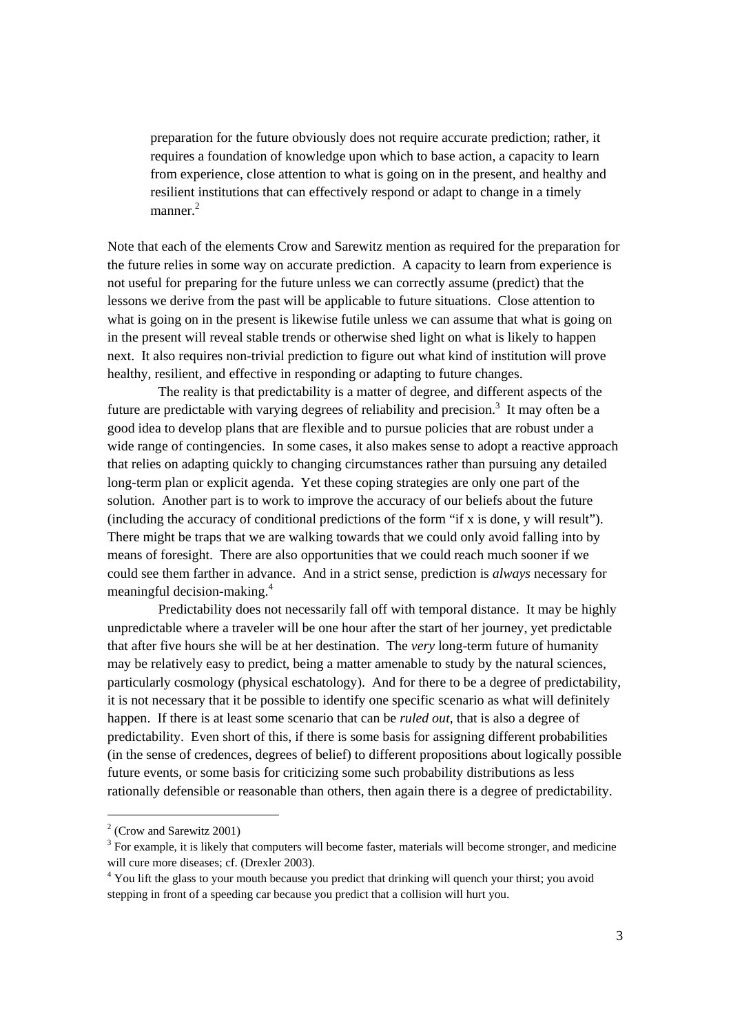> preparation for the future obviously does not require accurate prediction; rather, it requires a foundation of knowledge upon which to base action, a capacity to learn from experience, close attention to what is going on in the present, and healthy and resilient institutions that can effectively respond or adapt to change in a timely manner.[2]

Note that each of the elements Crow and Sarewitz mention as required for the preparation for the future relies in some way on accurate prediction. A capacity to learn from experience is not useful for preparing for the future unless we can correctly assume (predict) that the lessons we derive from the past will be applicable to future situations. Close attention to what is going on in the present is likewise futile unless we can assume that what is going on in the present will reveal stable trends or otherwise shed light on what is likely to happen next. It also requires non-trivial prediction to figure out what kind of institution will prove healthy, resilient, and effective in responding or adapting to future changes.

The reality is that predictability is a matter of degree, and different aspects of the future are predictable with varying degrees of reliability and precision.[3] It may often be a good idea to develop plans that are flexible and to pursue policies that are robust under a wide range of contingencies. In some cases, it also makes sense to adopt a reactive approach that relies on adapting quickly to changing circumstances rather than pursuing any detailed long-term plan or explicit agenda. Yet these coping strategies are only one part of the solution. Another part is to work to improve the accuracy of our beliefs about the future (including the accuracy of conditional predictions of the form "if x is done, y will result"). There might be traps that we are walking towards that we could only avoid falling into by means of foresight. There are also opportunities that we could reach much sooner if we could see them farther in advance. And in a strict sense, prediction is *always* necessary for meaningful decision-making.[4]

Predictability does not necessarily fall off with temporal distance. It may be highly unpredictable where a traveler will be one hour after the start of her journey, yet predictable that after five hours she will be at her destination. The *very* long-term future of humanity may be relatively easy to predict, being a matter amenable to study by the natural sciences, particularly cosmology (physical eschatology). And for there to be a degree of predictability, it is not necessary that it be possible to identify one specific scenario as what will definitely happen. If there is at least some scenario that can be *ruled out*, that is also a degree of predictability. Even short of this, if there is some basis for assigning different probabilities (in the sense of credences, degrees of belief) to different propositions about logically possible future events, or some basis for criticizing some such probability distributions as less rationally defensible or reasonable than others, then again there is a degree of predictability.

---

[2] (Crow and Sarewitz 2001)

[3] For example, it is likely that computers will become faster, materials will become stronger, and medicine will cure more diseases; cf. (Drexler 2003).

[4] You lift the glass to your mouth because you predict that drinking will quench your thirst; you avoid stepping in front of a speeding car because you predict that a collision will hurt you.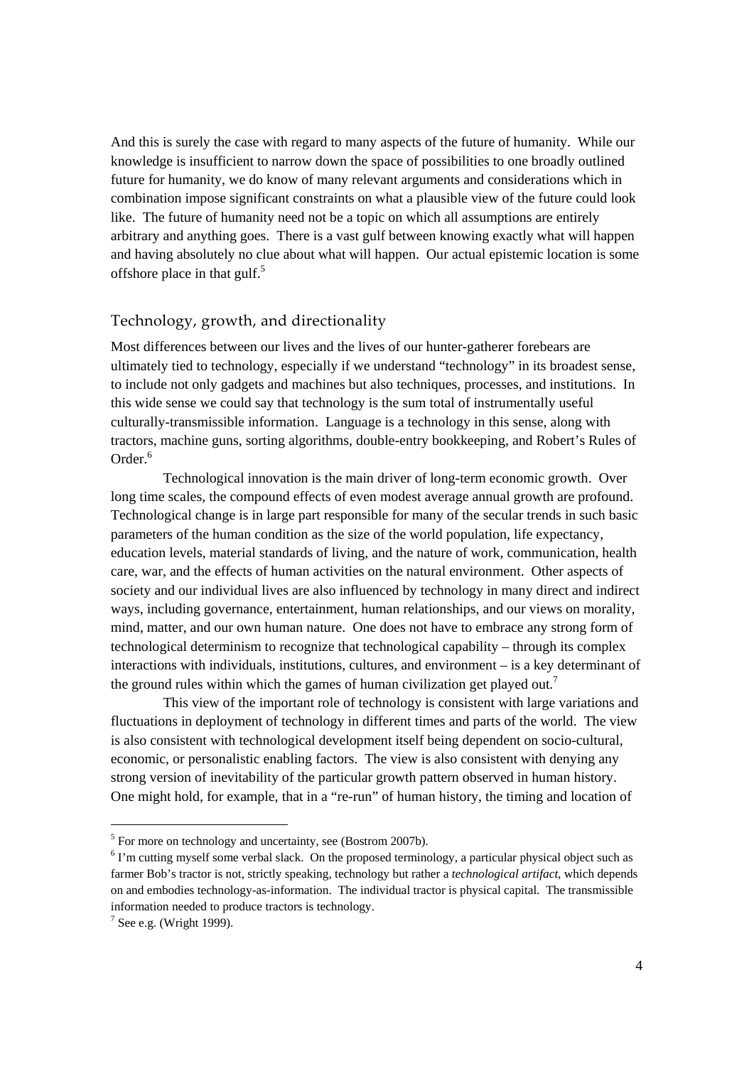And this is surely the case with regard to many aspects of the future of humanity. While our knowledge is insufficient to narrow down the space of possibilities to one broadly outlined future for humanity, we do know of many relevant arguments and considerations which in combination impose significant constraints on what a plausible view of the future could look like. The future of humanity need not be a topic on which all assumptions are entirely arbitrary and anything goes. There is a vast gulf between knowing exactly what will happen and having absolutely no clue about what will happen. Our actual epistemic location is some offshore place in that gulf.[5]

## Technology, growth, and directionality

Most differences between our lives and the lives of our hunter-gatherer forebears are ultimately tied to technology, especially if we understand "technology" in its broadest sense, to include not only gadgets and machines but also techniques, processes, and institutions. In this wide sense we could say that technology is the sum total of instrumentally useful culturally-transmissible information. Language is a technology in this sense, along with tractors, machine guns, sorting algorithms, double-entry bookkeeping, and Robert's Rules of Order.[6]

Technological innovation is the main driver of long-term economic growth. Over long time scales, the compound effects of even modest average annual growth are profound. Technological change is in large part responsible for many of the secular trends in such basic parameters of the human condition as the size of the world population, life expectancy, education levels, material standards of living, and the nature of work, communication, health care, war, and the effects of human activities on the natural environment. Other aspects of society and our individual lives are also influenced by technology in many direct and indirect ways, including governance, entertainment, human relationships, and our views on morality, mind, matter, and our own human nature. One does not have to embrace any strong form of technological determinism to recognize that technological capability – through its complex interactions with individuals, institutions, cultures, and environment – is a key determinant of the ground rules within which the games of human civilization get played out.[7]

This view of the important role of technology is consistent with large variations and fluctuations in deployment of technology in different times and parts of the world. The view is also consistent with technological development itself being dependent on socio-cultural, economic, or personalistic enabling factors. The view is also consistent with denying any strong version of inevitability of the particular growth pattern observed in human history. One might hold, for example, that in a "re-run" of human history, the timing and location of

---

[5] For more on technology and uncertainty, see (Bostrom 2007b).

[6] I'm cutting myself some verbal slack. On the proposed terminology, a particular physical object such as farmer Bob's tractor is not, strictly speaking, technology but rather a *technological artifact*, which depends on and embodies technology-as-information. The individual tractor is physical capital. The transmissible information needed to produce tractors is technology.

[7] See e.g. (Wright 1999).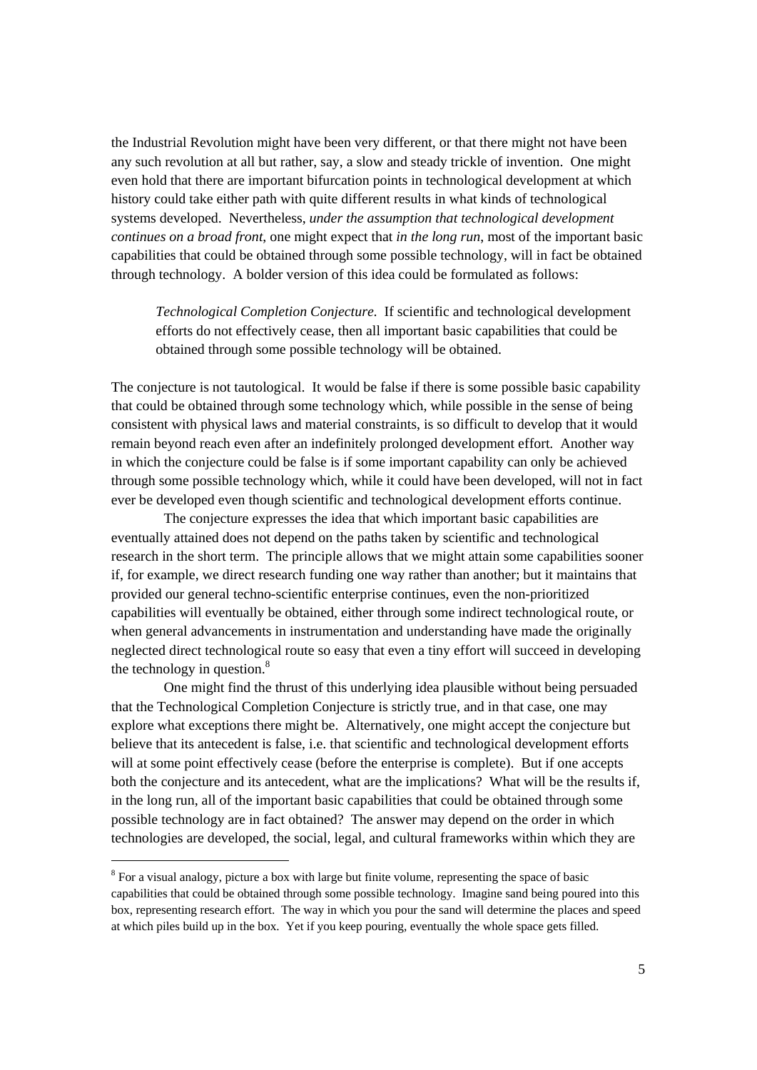the Industrial Revolution might have been very different, or that there might not have been any such revolution at all but rather, say, a slow and steady trickle of invention. One might even hold that there are important bifurcation points in technological development at which history could take either path with quite different results in what kinds of technological systems developed. Nevertheless, *under the assumption that technological development continues on a broad front*, one might expect that *in the long run*, most of the important basic capabilities that could be obtained through some possible technology, will in fact be obtained through technology. A bolder version of this idea could be formulated as follows:

> *Technological Completion Conjecture.* If scientific and technological development efforts do not effectively cease, then all important basic capabilities that could be obtained through some possible technology will be obtained.

The conjecture is not tautological. It would be false if there is some possible basic capability that could be obtained through some technology which, while possible in the sense of being consistent with physical laws and material constraints, is so difficult to develop that it would remain beyond reach even after an indefinitely prolonged development effort. Another way in which the conjecture could be false is if some important capability can only be achieved through some possible technology which, while it could have been developed, will not in fact ever be developed even though scientific and technological development efforts continue.

The conjecture expresses the idea that which important basic capabilities are eventually attained does not depend on the paths taken by scientific and technological research in the short term. The principle allows that we might attain some capabilities sooner if, for example, we direct research funding one way rather than another; but it maintains that provided our general techno-scientific enterprise continues, even the non-prioritized capabilities will eventually be obtained, either through some indirect technological route, or when general advancements in instrumentation and understanding have made the originally neglected direct technological route so easy that even a tiny effort will succeed in developing the technology in question.[8]

One might find the thrust of this underlying idea plausible without being persuaded that the Technological Completion Conjecture is strictly true, and in that case, one may explore what exceptions there might be. Alternatively, one might accept the conjecture but believe that its antecedent is false, i.e. that scientific and technological development efforts will at some point effectively cease (before the enterprise is complete). But if one accepts both the conjecture and its antecedent, what are the implications? What will be the results if, in the long run, all of the important basic capabilities that could be obtained through some possible technology are in fact obtained? The answer may depend on the order in which technologies are developed, the social, legal, and cultural frameworks within which they are

---

[8] For a visual analogy, picture a box with large but finite volume, representing the space of basic capabilities that could be obtained through some possible technology. Imagine sand being poured into this box, representing research effort. The way in which you pour the sand will determine the places and speed at which piles build up in the box. Yet if you keep pouring, eventually the whole space gets filled.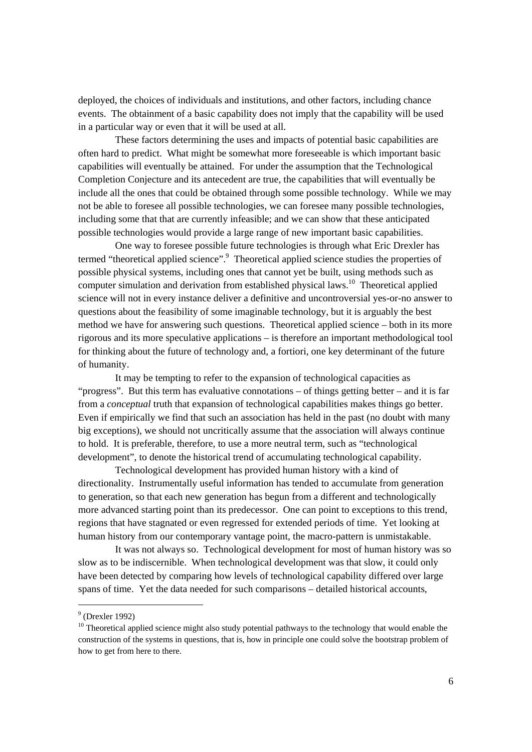deployed, the choices of individuals and institutions, and other factors, including chance events. The obtainment of a basic capability does not imply that the capability will be used in a particular way or even that it will be used at all.

These factors determining the uses and impacts of potential basic capabilities are often hard to predict. What might be somewhat more foreseeable is which important basic capabilities will eventually be attained. For under the assumption that the Technological Completion Conjecture and its antecedent are true, the capabilities that will eventually be include all the ones that could be obtained through some possible technology. While we may not be able to foresee all possible technologies, we can foresee many possible technologies, including some that that are currently infeasible; and we can show that these anticipated possible technologies would provide a large range of new important basic capabilities.

One way to foresee possible future technologies is through what Eric Drexler has termed "theoretical applied science".[9] Theoretical applied science studies the properties of possible physical systems, including ones that cannot yet be built, using methods such as computer simulation and derivation from established physical laws.[10] Theoretical applied science will not in every instance deliver a definitive and uncontroversial yes-or-no answer to questions about the feasibility of some imaginable technology, but it is arguably the best method we have for answering such questions. Theoretical applied science – both in its more rigorous and its more speculative applications – is therefore an important methodological tool for thinking about the future of technology and, a fortiori, one key determinant of the future of humanity.

It may be tempting to refer to the expansion of technological capacities as "progress". But this term has evaluative connotations – of things getting better – and it is far from a *conceptual* truth that expansion of technological capabilities makes things go better. Even if empirically we find that such an association has held in the past (no doubt with many big exceptions), we should not uncritically assume that the association will always continue to hold. It is preferable, therefore, to use a more neutral term, such as "technological development", to denote the historical trend of accumulating technological capability.

Technological development has provided human history with a kind of directionality. Instrumentally useful information has tended to accumulate from generation to generation, so that each new generation has begun from a different and technologically more advanced starting point than its predecessor. One can point to exceptions to this trend, regions that have stagnated or even regressed for extended periods of time. Yet looking at human history from our contemporary vantage point, the macro-pattern is unmistakable.

It was not always so. Technological development for most of human history was so slow as to be indiscernible. When technological development was that slow, it could only have been detected by comparing how levels of technological capability differed over large spans of time. Yet the data needed for such comparisons – detailed historical accounts,

---

[9] (Drexler 1992)

[10] Theoretical applied science might also study potential pathways to the technology that would enable the construction of the systems in questions, that is, how in principle one could solve the bootstrap problem of how to get from here to there.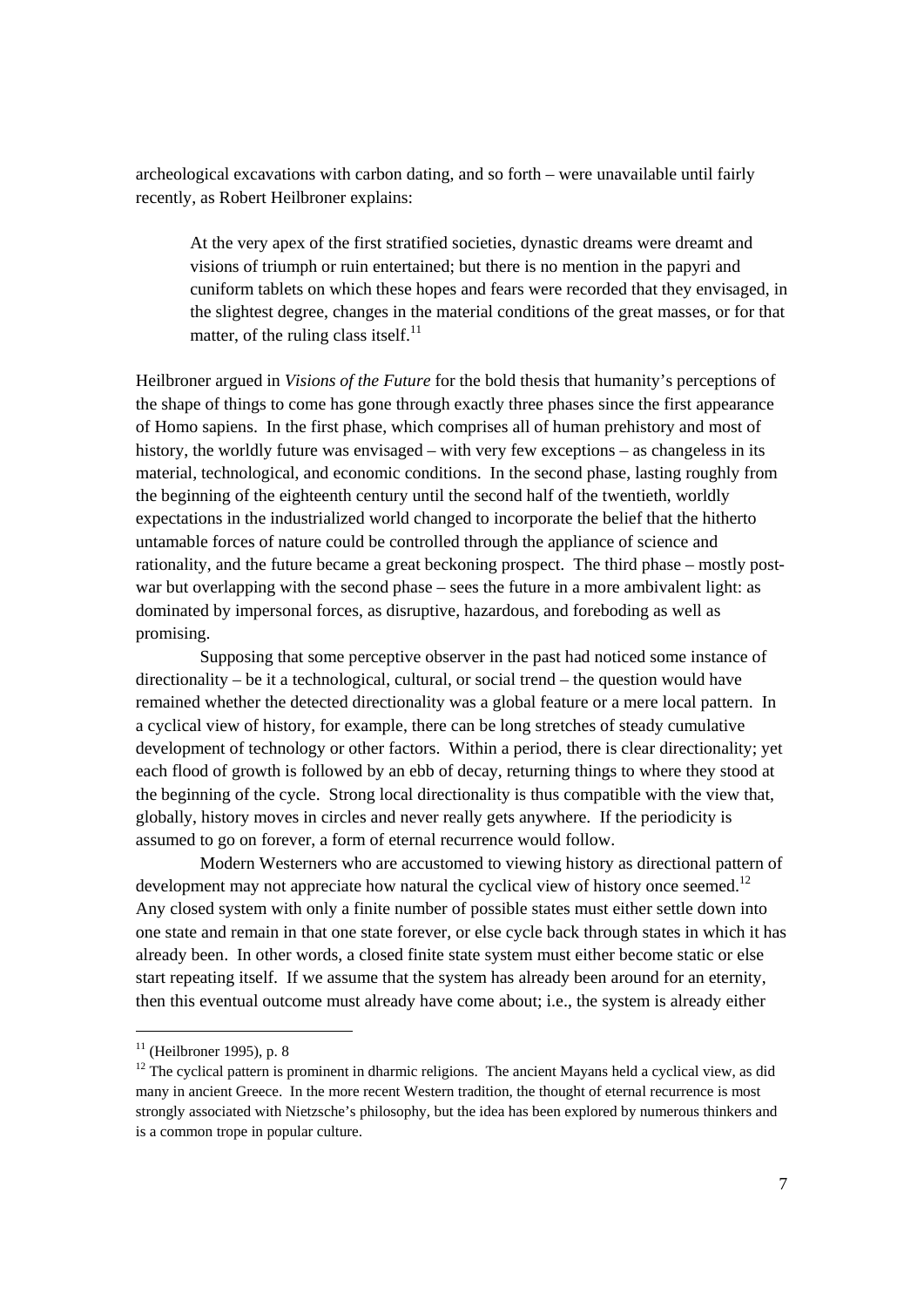archeological excavations with carbon dating, and so forth – were unavailable until fairly recently, as Robert Heilbroner explains:

> At the very apex of the first stratified societies, dynastic dreams were dreamt and visions of triumph or ruin entertained; but there is no mention in the papyri and cuniform tablets on which these hopes and fears were recorded that they envisaged, in the slightest degree, changes in the material conditions of the great masses, or for that matter, of the ruling class itself.[11]

Heilbroner argued in *Visions of the Future* for the bold thesis that humanity's perceptions of the shape of things to come has gone through exactly three phases since the first appearance of Homo sapiens. In the first phase, which comprises all of human prehistory and most of history, the worldly future was envisaged – with very few exceptions – as changeless in its material, technological, and economic conditions. In the second phase, lasting roughly from the beginning of the eighteenth century until the second half of the twentieth, worldly expectations in the industrialized world changed to incorporate the belief that the hitherto untamable forces of nature could be controlled through the appliance of science and rationality, and the future became a great beckoning prospect. The third phase – mostly post-war but overlapping with the second phase – sees the future in a more ambivalent light: as dominated by impersonal forces, as disruptive, hazardous, and foreboding as well as promising.

Supposing that some perceptive observer in the past had noticed some instance of directionality – be it a technological, cultural, or social trend – the question would have remained whether the detected directionality was a global feature or a mere local pattern. In a cyclical view of history, for example, there can be long stretches of steady cumulative development of technology or other factors. Within a period, there is clear directionality; yet each flood of growth is followed by an ebb of decay, returning things to where they stood at the beginning of the cycle. Strong local directionality is thus compatible with the view that, globally, history moves in circles and never really gets anywhere. If the periodicity is assumed to go on forever, a form of eternal recurrence would follow.

Modern Westerners who are accustomed to viewing history as directional pattern of development may not appreciate how natural the cyclical view of history once seemed.[12] Any closed system with only a finite number of possible states must either settle down into one state and remain in that one state forever, or else cycle back through states in which it has already been. In other words, a closed finite state system must either become static or else start repeating itself. If we assume that the system has already been around for an eternity, then this eventual outcome must already have come about; i.e., the system is already either

---

[11] (Heilbroner 1995), p. 8

[12] The cyclical pattern is prominent in dharmic religions. The ancient Mayans held a cyclical view, as did many in ancient Greece. In the more recent Western tradition, the thought of eternal recurrence is most strongly associated with Nietzsche's philosophy, but the idea has been explored by numerous thinkers and is a common trope in popular culture.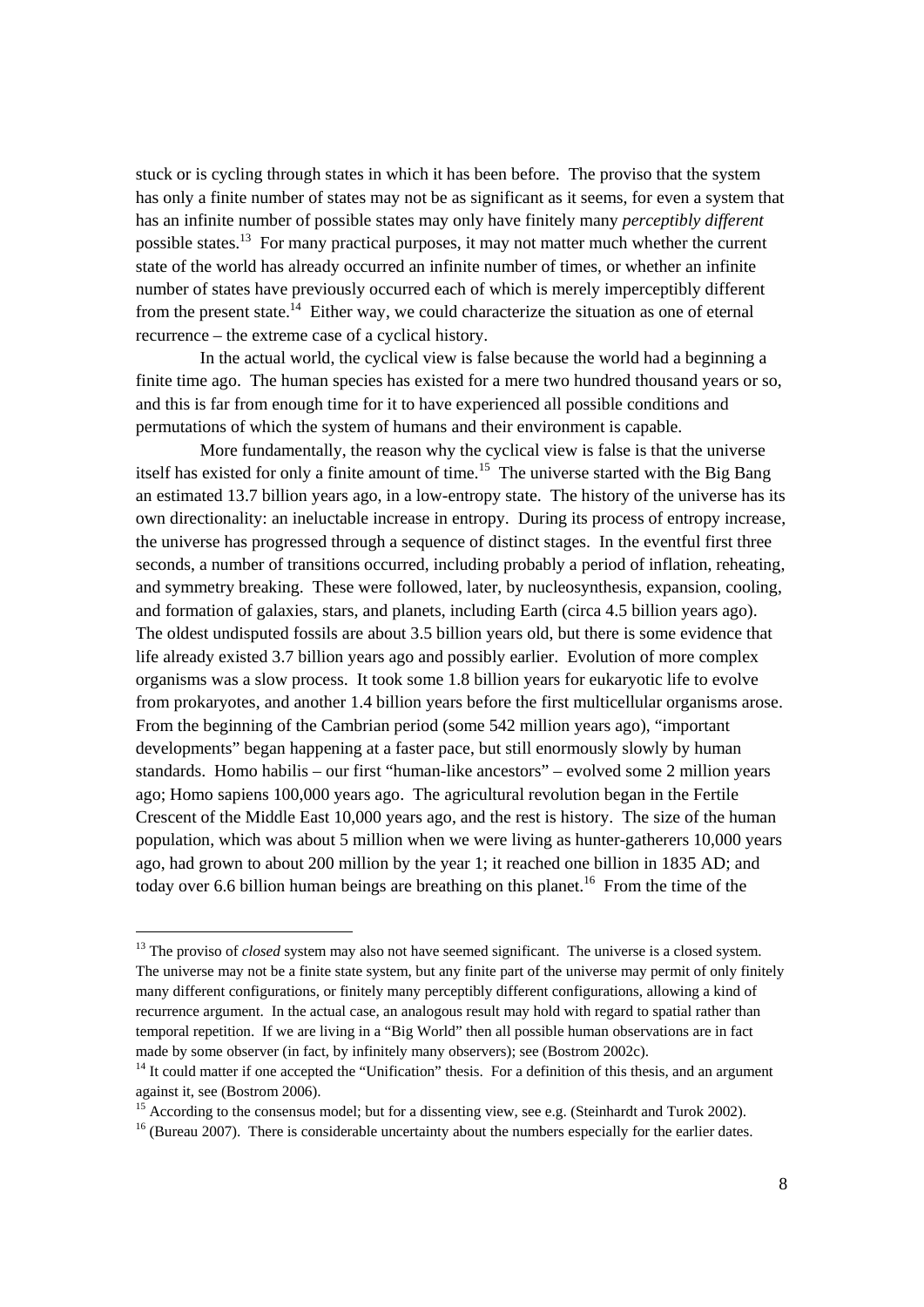stuck or is cycling through states in which it has been before. The proviso that the system has only a finite number of states may not be as significant as it seems, for even a system that has an infinite number of possible states may only have finitely many *perceptibly different* possible states.[13] For many practical purposes, it may not matter much whether the current state of the world has already occurred an infinite number of times, or whether an infinite number of states have previously occurred each of which is merely imperceptibly different from the present state.[14] Either way, we could characterize the situation as one of eternal recurrence – the extreme case of a cyclical history.

In the actual world, the cyclical view is false because the world had a beginning a finite time ago. The human species has existed for a mere two hundred thousand years or so, and this is far from enough time for it to have experienced all possible conditions and permutations of which the system of humans and their environment is capable.

More fundamentally, the reason why the cyclical view is false is that the universe itself has existed for only a finite amount of time.[15] The universe started with the Big Bang an estimated 13.7 billion years ago, in a low-entropy state. The history of the universe has its own directionality: an ineluctable increase in entropy. During its process of entropy increase, the universe has progressed through a sequence of distinct stages. In the eventful first three seconds, a number of transitions occurred, including probably a period of inflation, reheating, and symmetry breaking. These were followed, later, by nucleosynthesis, expansion, cooling, and formation of galaxies, stars, and planets, including Earth (circa 4.5 billion years ago). The oldest undisputed fossils are about 3.5 billion years old, but there is some evidence that life already existed 3.7 billion years ago and possibly earlier. Evolution of more complex organisms was a slow process. It took some 1.8 billion years for eukaryotic life to evolve from prokaryotes, and another 1.4 billion years before the first multicellular organisms arose. From the beginning of the Cambrian period (some 542 million years ago), "important developments" began happening at a faster pace, but still enormously slowly by human standards. Homo habilis – our first "human-like ancestors" – evolved some 2 million years ago; Homo sapiens 100,000 years ago. The agricultural revolution began in the Fertile Crescent of the Middle East 10,000 years ago, and the rest is history. The size of the human population, which was about 5 million when we were living as hunter-gatherers 10,000 years ago, had grown to about 200 million by the year 1; it reached one billion in 1835 AD; and today over 6.6 billion human beings are breathing on this planet.[16] From the time of the

---

[13] The proviso of *closed* system may also not have seemed significant. The universe is a closed system. The universe may not be a finite state system, but any finite part of the universe may permit of only finitely many different configurations, or finitely many perceptibly different configurations, allowing a kind of recurrence argument. In the actual case, an analogous result may hold with regard to spatial rather than temporal repetition. If we are living in a "Big World" then all possible human observations are in fact made by some observer (in fact, by infinitely many observers); see (Bostrom 2002c).

[14] It could matter if one accepted the "Unification" thesis. For a definition of this thesis, and an argument against it, see (Bostrom 2006).

[15] According to the consensus model; but for a dissenting view, see e.g. (Steinhardt and Turok 2002).

[16] (Bureau 2007). There is considerable uncertainty about the numbers especially for the earlier dates.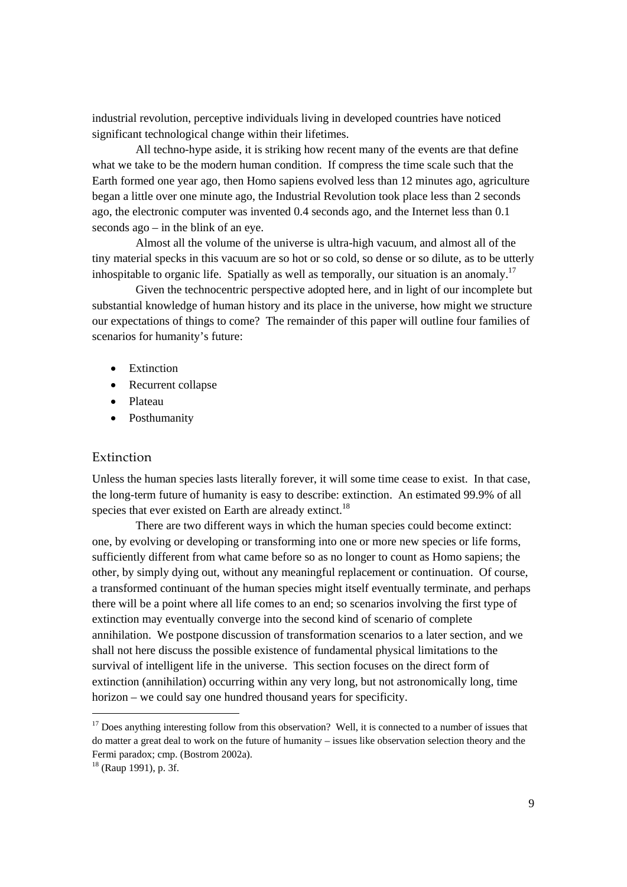industrial revolution, perceptive individuals living in developed countries have noticed significant technological change within their lifetimes.

All techno-hype aside, it is striking how recent many of the events are that define what we take to be the modern human condition. If compress the time scale such that the Earth formed one year ago, then Homo sapiens evolved less than 12 minutes ago, agriculture began a little over one minute ago, the Industrial Revolution took place less than 2 seconds ago, the electronic computer was invented 0.4 seconds ago, and the Internet less than 0.1 seconds ago – in the blink of an eye.

Almost all the volume of the universe is ultra-high vacuum, and almost all of the tiny material specks in this vacuum are so hot or so cold, so dense or so dilute, as to be utterly inhospitable to organic life. Spatially as well as temporally, our situation is an anomaly.[17]

Given the technocentric perspective adopted here, and in light of our incomplete but substantial knowledge of human history and its place in the universe, how might we structure our expectations of things to come? The remainder of this paper will outline four families of scenarios for humanity's future:

- Extinction
- Recurrent collapse
- Plateau
- Posthumanity

## Extinction

Unless the human species lasts literally forever, it will some time cease to exist. In that case, the long-term future of humanity is easy to describe: extinction. An estimated 99.9% of all species that ever existed on Earth are already extinct.[18]

There are two different ways in which the human species could become extinct: one, by evolving or developing or transforming into one or more new species or life forms, sufficiently different from what came before so as no longer to count as Homo sapiens; the other, by simply dying out, without any meaningful replacement or continuation. Of course, a transformed continuant of the human species might itself eventually terminate, and perhaps there will be a point where all life comes to an end; so scenarios involving the first type of extinction may eventually converge into the second kind of scenario of complete annihilation. We postpone discussion of transformation scenarios to a later section, and we shall not here discuss the possible existence of fundamental physical limitations to the survival of intelligent life in the universe. This section focuses on the direct form of extinction (annihilation) occurring within any very long, but not astronomically long, time horizon – we could say one hundred thousand years for specificity.

---

[17] Does anything interesting follow from this observation? Well, it is connected to a number of issues that do matter a great deal to work on the future of humanity – issues like observation selection theory and the Fermi paradox; cmp. (Bostrom 2002a).

[18] (Raup 1991), p. 3f.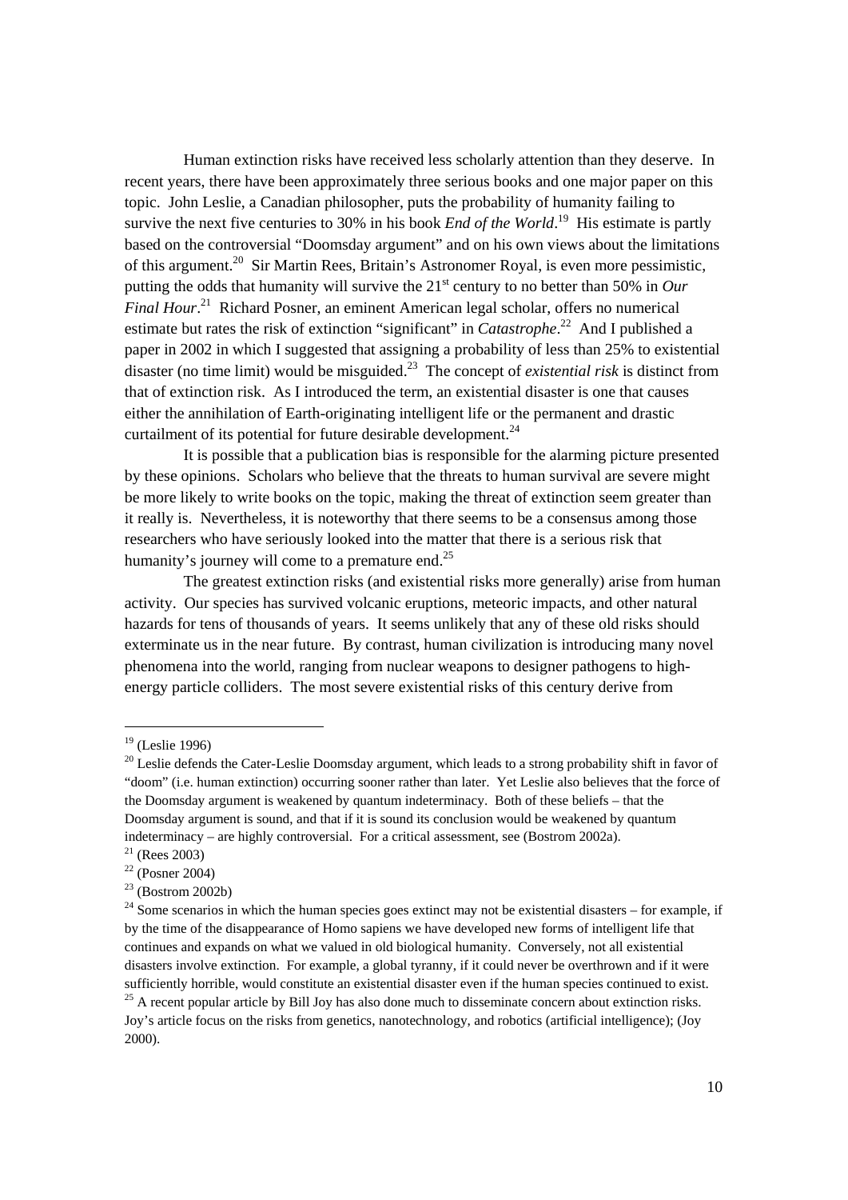Human extinction risks have received less scholarly attention than they deserve. In recent years, there have been approximately three serious books and one major paper on this topic. John Leslie, a Canadian philosopher, puts the probability of humanity failing to survive the next five centuries to 30% in his book *End of the World*.[19] His estimate is partly based on the controversial "Doomsday argument" and on his own views about the limitations of this argument.[20] Sir Martin Rees, Britain's Astronomer Royal, is even more pessimistic, putting the odds that humanity will survive the 21st century to no better than 50% in *Our Final Hour*.[21] Richard Posner, an eminent American legal scholar, offers no numerical estimate but rates the risk of extinction "significant" in *Catastrophe*.[22] And I published a paper in 2002 in which I suggested that assigning a probability of less than 25% to existential disaster (no time limit) would be misguided.[23] The concept of *existential risk* is distinct from that of extinction risk. As I introduced the term, an existential disaster is one that causes either the annihilation of Earth-originating intelligent life or the permanent and drastic curtailment of its potential for future desirable development.[24]

It is possible that a publication bias is responsible for the alarming picture presented by these opinions. Scholars who believe that the threats to human survival are severe might be more likely to write books on the topic, making the threat of extinction seem greater than it really is. Nevertheless, it is noteworthy that there seems to be a consensus among those researchers who have seriously looked into the matter that there is a serious risk that humanity's journey will come to a premature end.[25]

The greatest extinction risks (and existential risks more generally) arise from human activity. Our species has survived volcanic eruptions, meteoric impacts, and other natural hazards for tens of thousands of years. It seems unlikely that any of these old risks should exterminate us in the near future. By contrast, human civilization is introducing many novel phenomena into the world, ranging from nuclear weapons to designer pathogens to high-energy particle colliders. The most severe existential risks of this century derive from

---

[19] (Leslie 1996)

[20] Leslie defends the Cater-Leslie Doomsday argument, which leads to a strong probability shift in favor of "doom" (i.e. human extinction) occurring sooner rather than later. Yet Leslie also believes that the force of the Doomsday argument is weakened by quantum indeterminacy. Both of these beliefs – that the Doomsday argument is sound, and that if it is sound its conclusion would be weakened by quantum indeterminacy – are highly controversial. For a critical assessment, see (Bostrom 2002a).

[21] (Rees 2003)

[22] (Posner 2004)

[23] (Bostrom 2002b)

[24] Some scenarios in which the human species goes extinct may not be existential disasters – for example, if by the time of the disappearance of Homo sapiens we have developed new forms of intelligent life that continues and expands on what we valued in old biological humanity. Conversely, not all existential disasters involve extinction. For example, a global tyranny, if it could never be overthrown and if it were sufficiently horrible, would constitute an existential disaster even if the human species continued to exist.

[25] A recent popular article by Bill Joy has also done much to disseminate concern about extinction risks. Joy's article focus on the risks from genetics, nanotechnology, and robotics (artificial intelligence); (Joy 2000).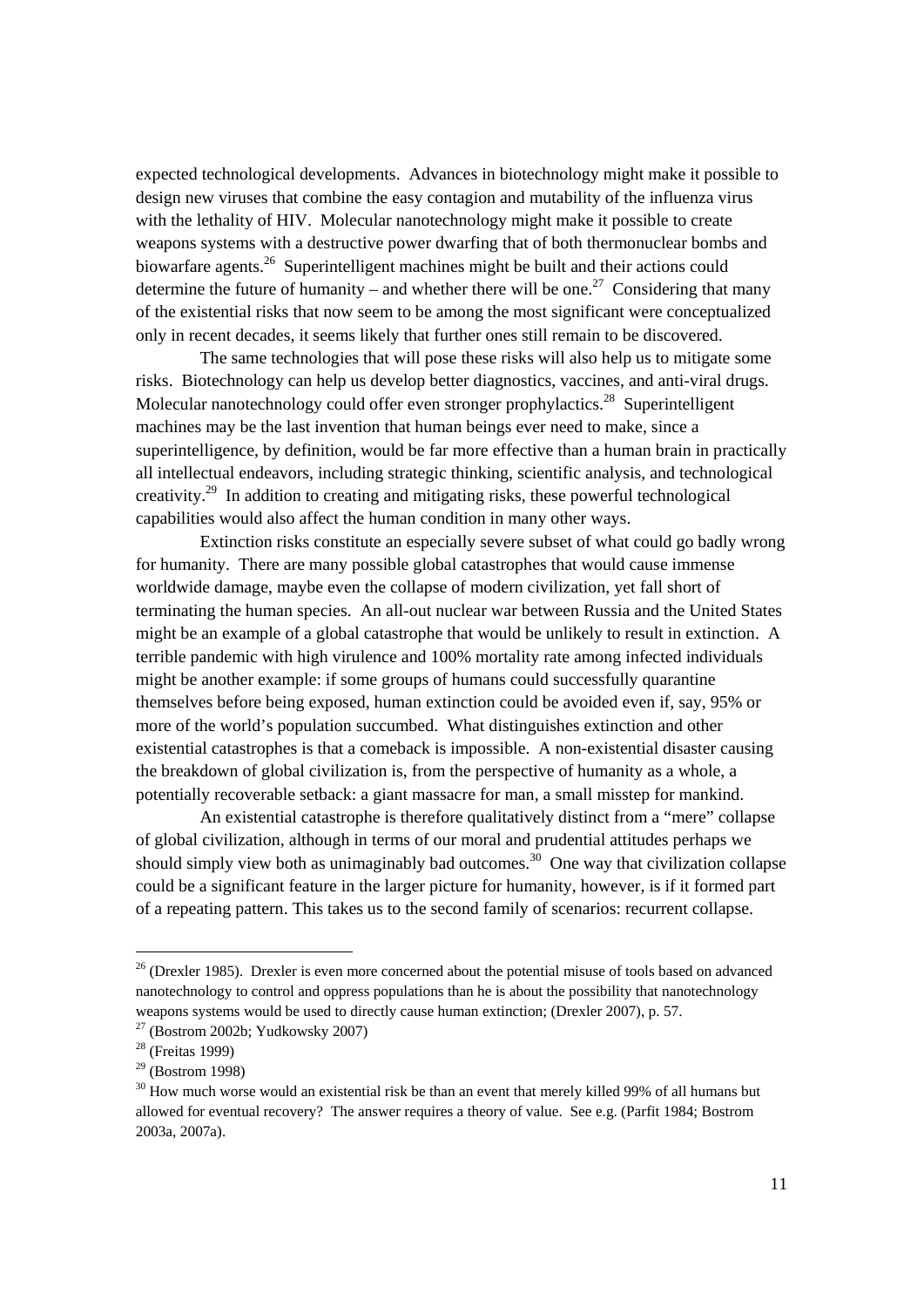expected technological developments. Advances in biotechnology might make it possible to design new viruses that combine the easy contagion and mutability of the influenza virus with the lethality of HIV. Molecular nanotechnology might make it possible to create weapons systems with a destructive power dwarfing that of both thermonuclear bombs and biowarfare agents.[26] Superintelligent machines might be built and their actions could determine the future of humanity – and whether there will be one.[27] Considering that many of the existential risks that now seem to be among the most significant were conceptualized only in recent decades, it seems likely that further ones still remain to be discovered.

The same technologies that will pose these risks will also help us to mitigate some risks. Biotechnology can help us develop better diagnostics, vaccines, and anti-viral drugs. Molecular nanotechnology could offer even stronger prophylactics.[28] Superintelligent machines may be the last invention that human beings ever need to make, since a superintelligence, by definition, would be far more effective than a human brain in practically all intellectual endeavors, including strategic thinking, scientific analysis, and technological creativity.[29] In addition to creating and mitigating risks, these powerful technological capabilities would also affect the human condition in many other ways.

Extinction risks constitute an especially severe subset of what could go badly wrong for humanity. There are many possible global catastrophes that would cause immense worldwide damage, maybe even the collapse of modern civilization, yet fall short of terminating the human species. An all-out nuclear war between Russia and the United States might be an example of a global catastrophe that would be unlikely to result in extinction. A terrible pandemic with high virulence and 100% mortality rate among infected individuals might be another example: if some groups of humans could successfully quarantine themselves before being exposed, human extinction could be avoided even if, say, 95% or more of the world's population succumbed. What distinguishes extinction and other existential catastrophes is that a comeback is impossible. A non-existential disaster causing the breakdown of global civilization is, from the perspective of humanity as a whole, a potentially recoverable setback: a giant massacre for man, a small misstep for mankind.

An existential catastrophe is therefore qualitatively distinct from a "mere" collapse of global civilization, although in terms of our moral and prudential attitudes perhaps we should simply view both as unimaginably bad outcomes.[30] One way that civilization collapse could be a significant feature in the larger picture for humanity, however, is if it formed part of a repeating pattern. This takes us to the second family of scenarios: recurrent collapse.

---

[26] (Drexler 1985). Drexler is even more concerned about the potential misuse of tools based on advanced nanotechnology to control and oppress populations than he is about the possibility that nanotechnology weapons systems would be used to directly cause human extinction; (Drexler 2007), p. 57.

[27] (Bostrom 2002b; Yudkowsky 2007)

[28] (Freitas 1999)

[29] (Bostrom 1998)

[30] How much worse would an existential risk be than an event that merely killed 99% of all humans but allowed for eventual recovery? The answer requires a theory of value. See e.g. (Parfit 1984; Bostrom 2003a, 2007a).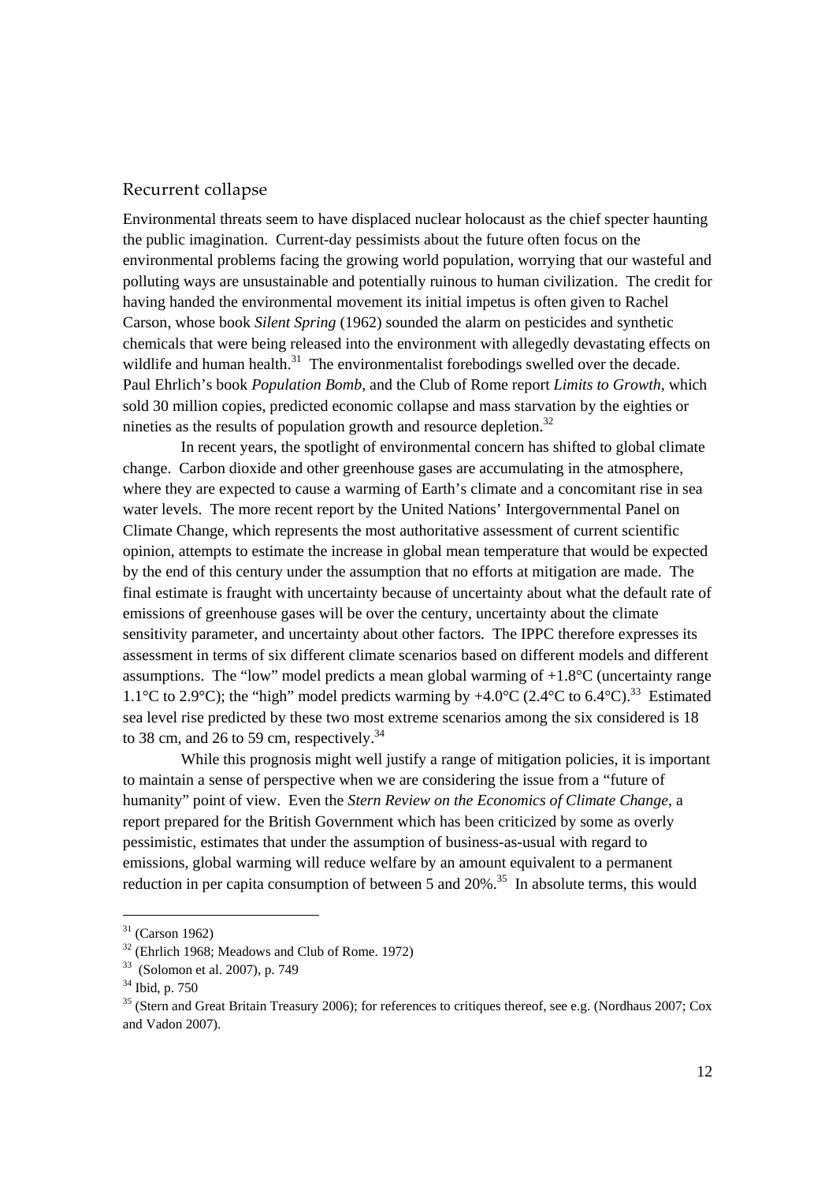## Recurrent collapse

Environmental threats seem to have displaced nuclear holocaust as the chief specter haunting the public imagination. Current-day pessimists about the future often focus on the environmental problems facing the growing world population, worrying that our wasteful and polluting ways are unsustainable and potentially ruinous to human civilization. The credit for having handed the environmental movement its initial impetus is often given to Rachel Carson, whose book *Silent Spring* (1962) sounded the alarm on pesticides and synthetic chemicals that were being released into the environment with allegedly devastating effects on wildlife and human health.[31] The environmentalist forebodings swelled over the decade. Paul Ehrlich's book *Population Bomb*, and the Club of Rome report *Limits to Growth*, which sold 30 million copies, predicted economic collapse and mass starvation by the eighties or nineties as the results of population growth and resource depletion.[32]

In recent years, the spotlight of environmental concern has shifted to global climate change. Carbon dioxide and other greenhouse gases are accumulating in the atmosphere, where they are expected to cause a warming of Earth's climate and a concomitant rise in sea water levels. The more recent report by the United Nations' Intergovernmental Panel on Climate Change, which represents the most authoritative assessment of current scientific opinion, attempts to estimate the increase in global mean temperature that would be expected by the end of this century under the assumption that no efforts at mitigation are made. The final estimate is fraught with uncertainty because of uncertainty about what the default rate of emissions of greenhouse gases will be over the century, uncertainty about the climate sensitivity parameter, and uncertainty about other factors. The IPPC therefore expresses its assessment in terms of six different climate scenarios based on different models and different assumptions. The "low" model predicts a mean global warming of +1.8°C (uncertainty range 1.1°C to 2.9°C); the "high" model predicts warming by +4.0°C (2.4°C to 6.4°C).[33] Estimated sea level rise predicted by these two most extreme scenarios among the six considered is 18 to 38 cm, and 26 to 59 cm, respectively.[34]

While this prognosis might well justify a range of mitigation policies, it is important to maintain a sense of perspective when we are considering the issue from a "future of humanity" point of view. Even the *Stern Review on the Economics of Climate Change*, a report prepared for the British Government which has been criticized by some as overly pessimistic, estimates that under the assumption of business-as-usual with regard to emissions, global warming will reduce welfare by an amount equivalent to a permanent reduction in per capita consumption of between 5 and 20%.[35] In absolute terms, this would

---

[31] (Carson 1962)

[32] (Ehrlich 1968; Meadows and Club of Rome. 1972)

[33] (Solomon et al. 2007), p. 749

[34] Ibid, p. 750

[35] (Stern and Great Britain Treasury 2006); for references to critiques thereof, see e.g. (Nordhaus 2007; Cox and Vadon 2007).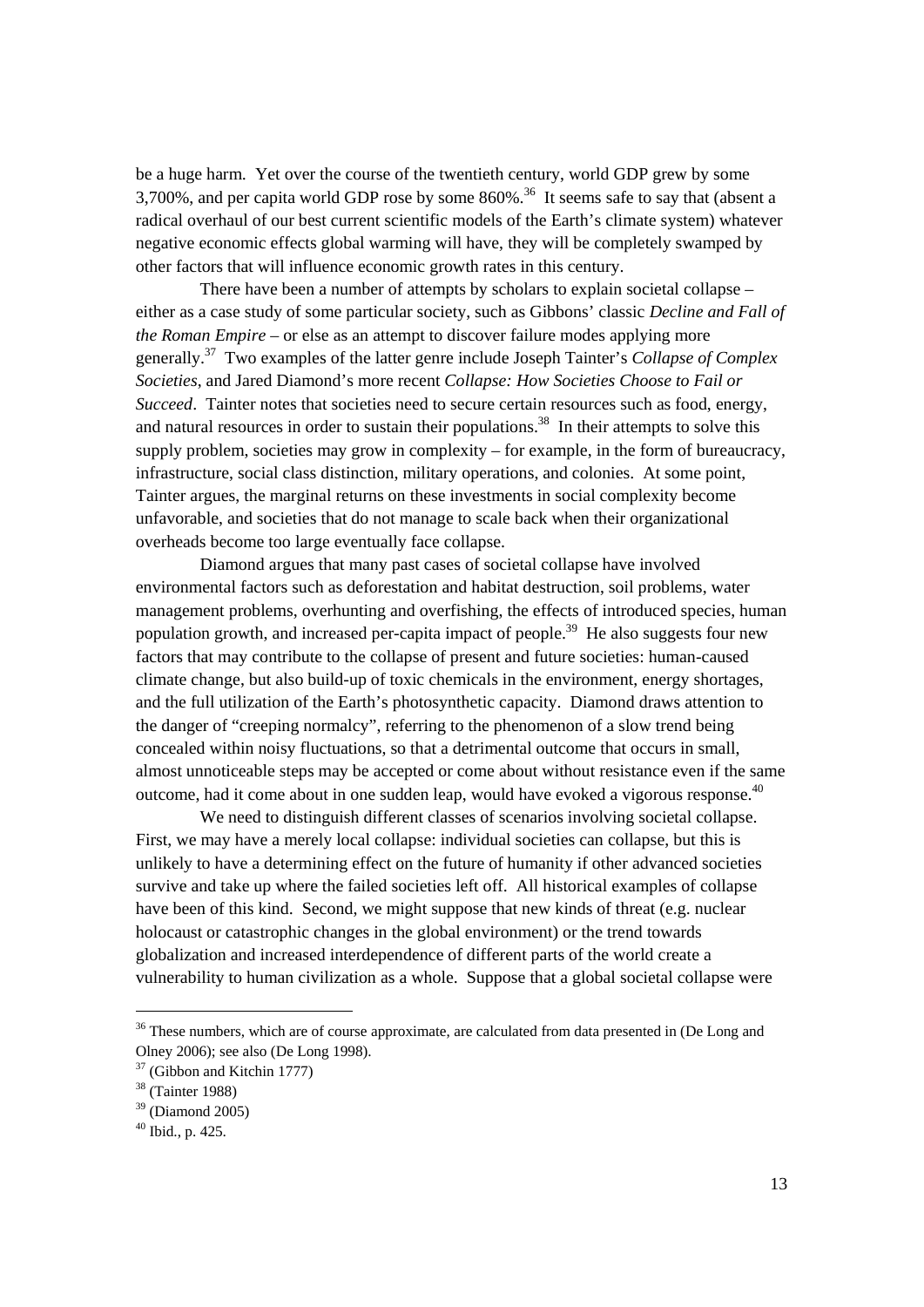be a huge harm. Yet over the course of the twentieth century, world GDP grew by some 3,700%, and per capita world GDP rose by some 860%.[36] It seems safe to say that (absent a radical overhaul of our best current scientific models of the Earth's climate system) whatever negative economic effects global warming will have, they will be completely swamped by other factors that will influence economic growth rates in this century.

There have been a number of attempts by scholars to explain societal collapse – either as a case study of some particular society, such as Gibbons' classic *Decline and Fall of the Roman Empire* – or else as an attempt to discover failure modes applying more generally.[37] Two examples of the latter genre include Joseph Tainter's *Collapse of Complex Societies*, and Jared Diamond's more recent *Collapse: How Societies Choose to Fail or Succeed*. Tainter notes that societies need to secure certain resources such as food, energy, and natural resources in order to sustain their populations.[38] In their attempts to solve this supply problem, societies may grow in complexity – for example, in the form of bureaucracy, infrastructure, social class distinction, military operations, and colonies. At some point, Tainter argues, the marginal returns on these investments in social complexity become unfavorable, and societies that do not manage to scale back when their organizational overheads become too large eventually face collapse.

Diamond argues that many past cases of societal collapse have involved environmental factors such as deforestation and habitat destruction, soil problems, water management problems, overhunting and overfishing, the effects of introduced species, human population growth, and increased per-capita impact of people.[39] He also suggests four new factors that may contribute to the collapse of present and future societies: human-caused climate change, but also build-up of toxic chemicals in the environment, energy shortages, and the full utilization of the Earth's photosynthetic capacity. Diamond draws attention to the danger of "creeping normalcy", referring to the phenomenon of a slow trend being concealed within noisy fluctuations, so that a detrimental outcome that occurs in small, almost unnoticeable steps may be accepted or come about without resistance even if the same outcome, had it come about in one sudden leap, would have evoked a vigorous response.[40]

We need to distinguish different classes of scenarios involving societal collapse. First, we may have a merely local collapse: individual societies can collapse, but this is unlikely to have a determining effect on the future of humanity if other advanced societies survive and take up where the failed societies left off. All historical examples of collapse have been of this kind. Second, we might suppose that new kinds of threat (e.g. nuclear holocaust or catastrophic changes in the global environment) or the trend towards globalization and increased interdependence of different parts of the world create a vulnerability to human civilization as a whole. Suppose that a global societal collapse were

---

[36] These numbers, which are of course approximate, are calculated from data presented in (De Long and Olney 2006); see also (De Long 1998).

[37] (Gibbon and Kitchin 1777)

[38] (Tainter 1988)

[39] (Diamond 2005)

[40] Ibid., p. 425.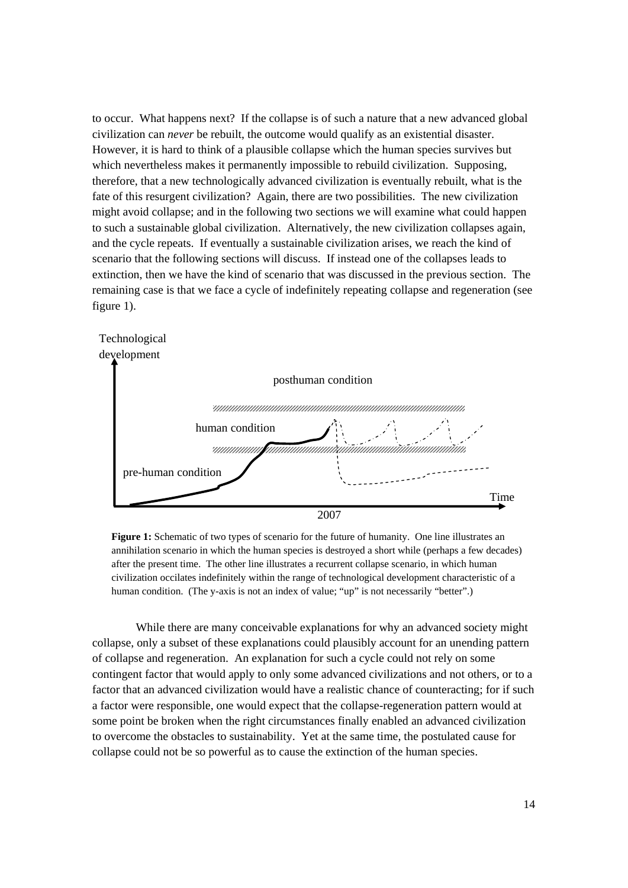to occur. What happens next? If the collapse is of such a nature that a new advanced global civilization can *never* be rebuilt, the outcome would qualify as an existential disaster. However, it is hard to think of a plausible collapse which the human species survives but which nevertheless makes it permanently impossible to rebuild civilization. Supposing, therefore, that a new technologically advanced civilization is eventually rebuilt, what is the fate of this resurgent civilization? Again, there are two possibilities. The new civilization might avoid collapse; and in the following two sections we will examine what could happen to such a sustainable global civilization. Alternatively, the new civilization collapses again, and the cycle repeats. If eventually a sustainable civilization arises, we reach the kind of scenario that the following sections will discuss. If instead one of the collapses leads to extinction, then we have the kind of scenario that was discussed in the previous section. The remaining case is that we face a cycle of indefinitely repeating collapse and regeneration (see figure 1).

Technological development

posthuman condition

human condition

pre-human condition

Time

2007

**Figure 1:** Schematic of two types of scenario for the future of humanity. One line illustrates an annihilation scenario in which the human species is destroyed a short while (perhaps a few decades) after the present time. The other line illustrates a recurrent collapse scenario, in which human civilization occilates indefinitely within the range of technological development characteristic of a human condition. (The y-axis is not an index of value; "up" is not necessarily "better".)

While there are many conceivable explanations for why an advanced society might collapse, only a subset of these explanations could plausibly account for an unending pattern of collapse and regeneration. An explanation for such a cycle could not rely on some contingent factor that would apply to only some advanced civilizations and not others, or to a factor that an advanced civilization would have a realistic chance of counteracting; for if such a factor were responsible, one would expect that the collapse-regeneration pattern would at some point be broken when the right circumstances finally enabled an advanced civilization to overcome the obstacles to sustainability. Yet at the same time, the postulated cause for collapse could not be so powerful as to cause the extinction of the human species.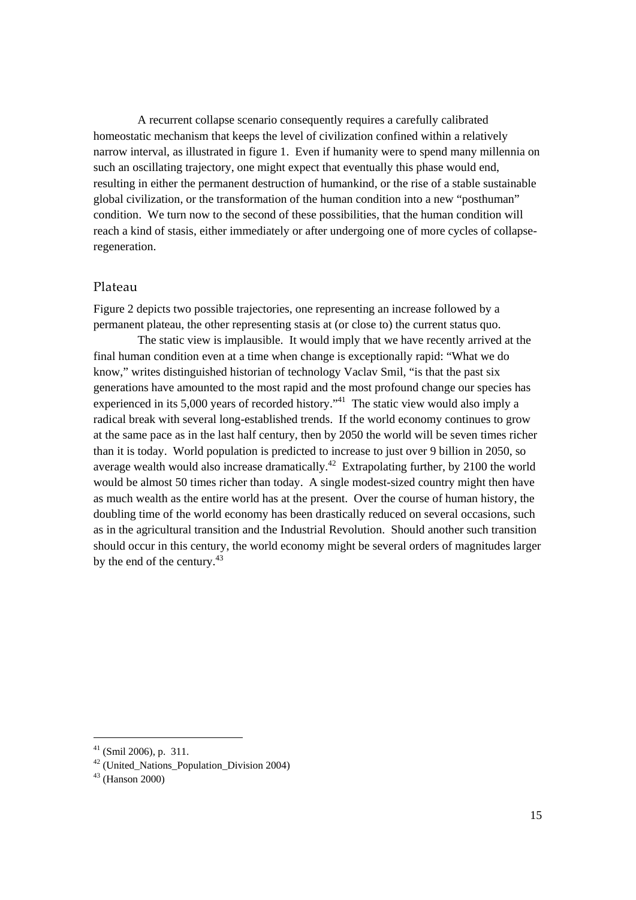A recurrent collapse scenario consequently requires a carefully calibrated homeostatic mechanism that keeps the level of civilization confined within a relatively narrow interval, as illustrated in figure 1. Even if humanity were to spend many millennia on such an oscillating trajectory, one might expect that eventually this phase would end, resulting in either the permanent destruction of humankind, or the rise of a stable sustainable global civilization, or the transformation of the human condition into a new "posthuman" condition. We turn now to the second of these possibilities, that the human condition will reach a kind of stasis, either immediately or after undergoing one of more cycles of collapse-regeneration.

## Plateau

Figure 2 depicts two possible trajectories, one representing an increase followed by a permanent plateau, the other representing stasis at (or close to) the current status quo.

The static view is implausible. It would imply that we have recently arrived at the final human condition even at a time when change is exceptionally rapid: "What we do know," writes distinguished historian of technology Vaclav Smil, "is that the past six generations have amounted to the most rapid and the most profound change our species has experienced in its 5,000 years of recorded history."[41] The static view would also imply a radical break with several long-established trends. If the world economy continues to grow at the same pace as in the last half century, then by 2050 the world will be seven times richer than it is today. World population is predicted to increase to just over 9 billion in 2050, so average wealth would also increase dramatically.[42] Extrapolating further, by 2100 the world would be almost 50 times richer than today. A single modest-sized country might then have as much wealth as the entire world has at the present. Over the course of human history, the doubling time of the world economy has been drastically reduced on several occasions, such as in the agricultural transition and the Industrial Revolution. Should another such transition should occur in this century, the world economy might be several orders of magnitudes larger by the end of the century.[43]

---

[41] (Smil 2006), p. 311.

[42] (United_Nations_Population_Division 2004)

[43] (Hanson 2000)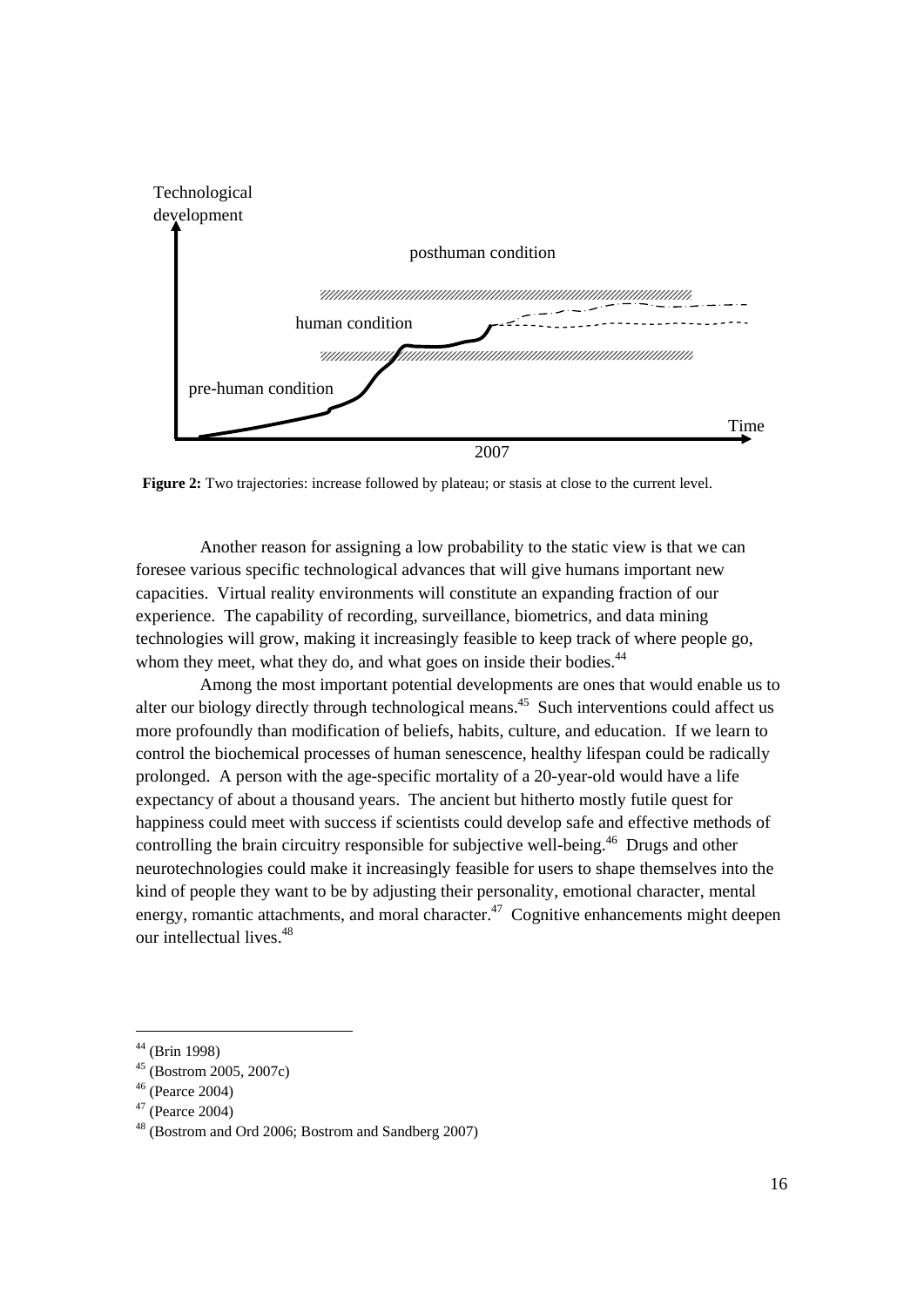**Figure 2:** Two trajectories: increase followed by plateau; or stasis at close to the current level.

Another reason for assigning a low probability to the static view is that we can foresee various specific technological advances that will give humans important new capacities. Virtual reality environments will constitute an expanding fraction of our experience. The capability of recording, surveillance, biometrics, and data mining technologies will grow, making it increasingly feasible to keep track of where people go, whom they meet, what they do, and what goes on inside their bodies.[44]

Among the most important potential developments are ones that would enable us to alter our biology directly through technological means.[45] Such interventions could affect us more profoundly than modification of beliefs, habits, culture, and education. If we learn to control the biochemical processes of human senescence, healthy lifespan could be radically prolonged. A person with the age-specific mortality of a 20-year-old would have a life expectancy of about a thousand years. The ancient but hitherto mostly futile quest for happiness could meet with success if scientists could develop safe and effective methods of controlling the brain circuitry responsible for subjective well-being.[46] Drugs and other neurotechnologies could make it increasingly feasible for users to shape themselves into the kind of people they want to be by adjusting their personality, emotional character, mental energy, romantic attachments, and moral character.[47] Cognitive enhancements might deepen our intellectual lives.[48]

---

[44] (Brin 1998)

[45] (Bostrom 2005, 2007c)

[46] (Pearce 2004)

[47] (Pearce 2004)

[48] (Bostrom and Ord 2006; Bostrom and Sandberg 2007)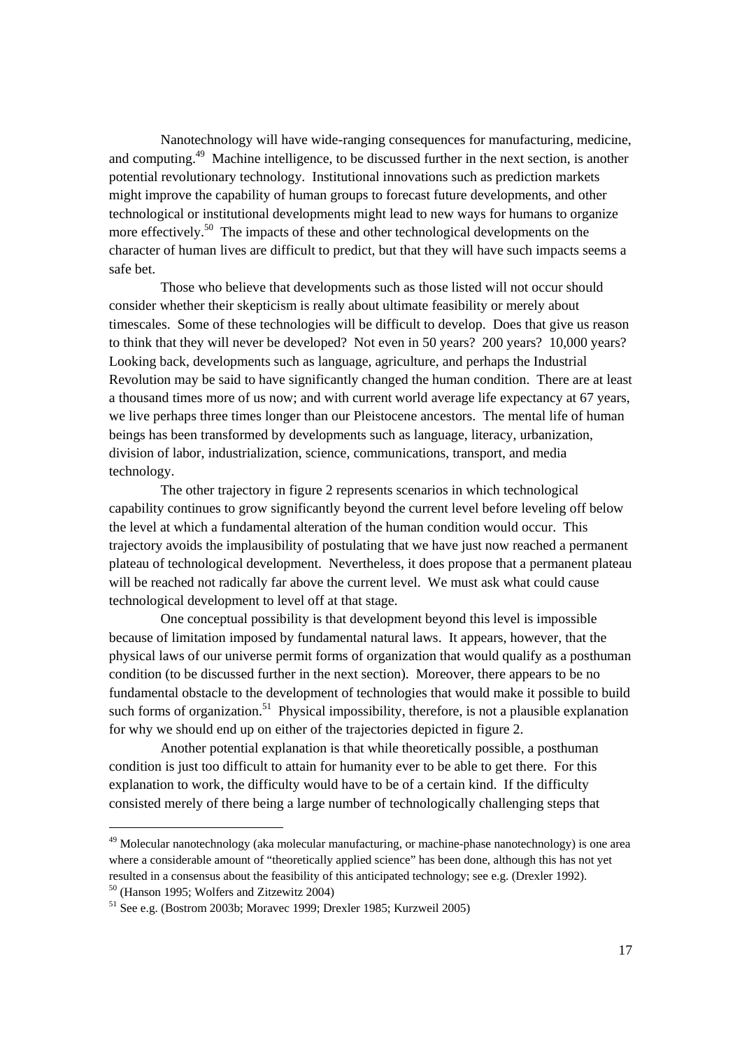Nanotechnology will have wide-ranging consequences for manufacturing, medicine, and computing.[49] Machine intelligence, to be discussed further in the next section, is another potential revolutionary technology. Institutional innovations such as prediction markets might improve the capability of human groups to forecast future developments, and other technological or institutional developments might lead to new ways for humans to organize more effectively.[50] The impacts of these and other technological developments on the character of human lives are difficult to predict, but that they will have such impacts seems a safe bet.

Those who believe that developments such as those listed will not occur should consider whether their skepticism is really about ultimate feasibility or merely about timescales. Some of these technologies will be difficult to develop. Does that give us reason to think that they will never be developed? Not even in 50 years? 200 years? 10,000 years? Looking back, developments such as language, agriculture, and perhaps the Industrial Revolution may be said to have significantly changed the human condition. There are at least a thousand times more of us now; and with current world average life expectancy at 67 years, we live perhaps three times longer than our Pleistocene ancestors. The mental life of human beings has been transformed by developments such as language, literacy, urbanization, division of labor, industrialization, science, communications, transport, and media technology.

The other trajectory in figure 2 represents scenarios in which technological capability continues to grow significantly beyond the current level before leveling off below the level at which a fundamental alteration of the human condition would occur. This trajectory avoids the implausibility of postulating that we have just now reached a permanent plateau of technological development. Nevertheless, it does propose that a permanent plateau will be reached not radically far above the current level. We must ask what could cause technological development to level off at that stage.

One conceptual possibility is that development beyond this level is impossible because of limitation imposed by fundamental natural laws. It appears, however, that the physical laws of our universe permit forms of organization that would qualify as a posthuman condition (to be discussed further in the next section). Moreover, there appears to be no fundamental obstacle to the development of technologies that would make it possible to build such forms of organization.[51] Physical impossibility, therefore, is not a plausible explanation for why we should end up on either of the trajectories depicted in figure 2.

Another potential explanation is that while theoretically possible, a posthuman condition is just too difficult to attain for humanity ever to be able to get there. For this explanation to work, the difficulty would have to be of a certain kind. If the difficulty consisted merely of there being a large number of technologically challenging steps that

---

[49] Molecular nanotechnology (aka molecular manufacturing, or machine-phase nanotechnology) is one area where a considerable amount of "theoretically applied science" has been done, although this has not yet resulted in a consensus about the feasibility of this anticipated technology; see e.g. (Drexler 1992).

[50] (Hanson 1995; Wolfers and Zitzewitz 2004)

[51] See e.g. (Bostrom 2003b; Moravec 1999; Drexler 1985; Kurzweil 2005)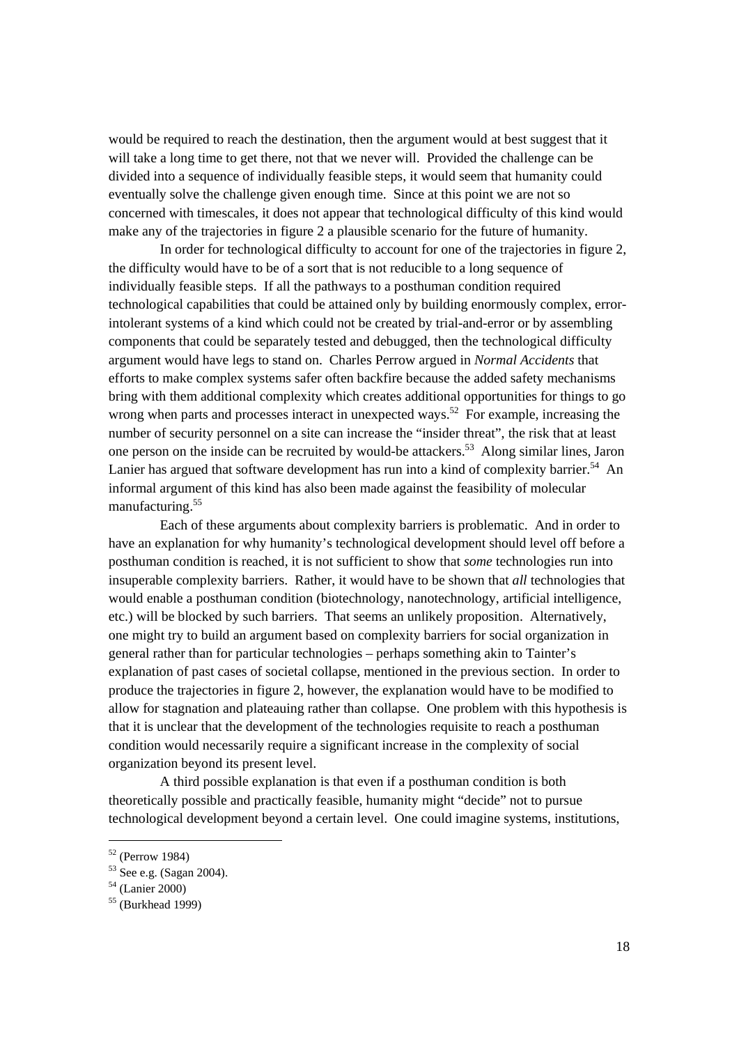would be required to reach the destination, then the argument would at best suggest that it will take a long time to get there, not that we never will. Provided the challenge can be divided into a sequence of individually feasible steps, it would seem that humanity could eventually solve the challenge given enough time. Since at this point we are not so concerned with timescales, it does not appear that technological difficulty of this kind would make any of the trajectories in figure 2 a plausible scenario for the future of humanity.

In order for technological difficulty to account for one of the trajectories in figure 2, the difficulty would have to be of a sort that is not reducible to a long sequence of individually feasible steps. If all the pathways to a posthuman condition required technological capabilities that could be attained only by building enormously complex, error-intolerant systems of a kind which could not be created by trial-and-error or by assembling components that could be separately tested and debugged, then the technological difficulty argument would have legs to stand on. Charles Perrow argued in *Normal Accidents* that efforts to make complex systems safer often backfire because the added safety mechanisms bring with them additional complexity which creates additional opportunities for things to go wrong when parts and processes interact in unexpected ways.[52] For example, increasing the number of security personnel on a site can increase the "insider threat", the risk that at least one person on the inside can be recruited by would-be attackers.[53] Along similar lines, Jaron Lanier has argued that software development has run into a kind of complexity barrier.[54] An informal argument of this kind has also been made against the feasibility of molecular manufacturing.[55]

Each of these arguments about complexity barriers is problematic. And in order to have an explanation for why humanity's technological development should level off before a posthuman condition is reached, it is not sufficient to show that *some* technologies run into insuperable complexity barriers. Rather, it would have to be shown that *all* technologies that would enable a posthuman condition (biotechnology, nanotechnology, artificial intelligence, etc.) will be blocked by such barriers. That seems an unlikely proposition. Alternatively, one might try to build an argument based on complexity barriers for social organization in general rather than for particular technologies – perhaps something akin to Tainter's explanation of past cases of societal collapse, mentioned in the previous section. In order to produce the trajectories in figure 2, however, the explanation would have to be modified to allow for stagnation and plateauing rather than collapse. One problem with this hypothesis is that it is unclear that the development of the technologies requisite to reach a posthuman condition would necessarily require a significant increase in the complexity of social organization beyond its present level.

A third possible explanation is that even if a posthuman condition is both theoretically possible and practically feasible, humanity might "decide" not to pursue technological development beyond a certain level. One could imagine systems, institutions,

---

[52] (Perrow 1984)

[53] See e.g. (Sagan 2004).

[54] (Lanier 2000)

[55] (Burkhead 1999)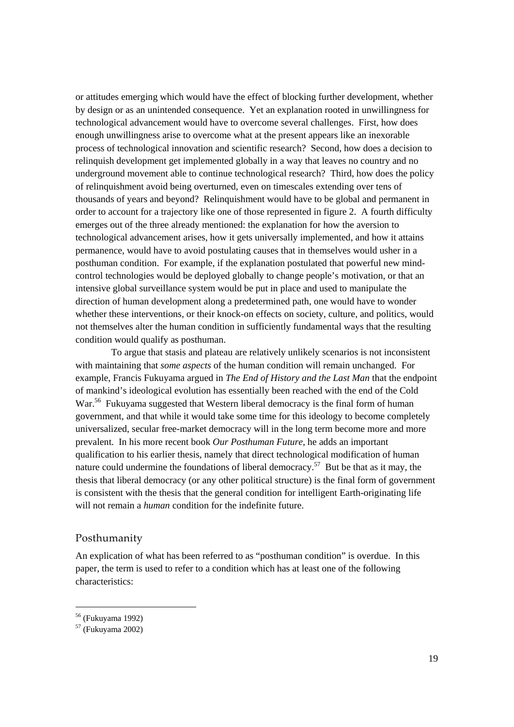or attitudes emerging which would have the effect of blocking further development, whether by design or as an unintended consequence. Yet an explanation rooted in unwillingness for technological advancement would have to overcome several challenges. First, how does enough unwillingness arise to overcome what at the present appears like an inexorable process of technological innovation and scientific research? Second, how does a decision to relinquish development get implemented globally in a way that leaves no country and no underground movement able to continue technological research? Third, how does the policy of relinquishment avoid being overturned, even on timescales extending over tens of thousands of years and beyond? Relinquishment would have to be global and permanent in order to account for a trajectory like one of those represented in figure 2. A fourth difficulty emerges out of the three already mentioned: the explanation for how the aversion to technological advancement arises, how it gets universally implemented, and how it attains permanence, would have to avoid postulating causes that in themselves would usher in a posthuman condition. For example, if the explanation postulated that powerful new mind-control technologies would be deployed globally to change people's motivation, or that an intensive global surveillance system would be put in place and used to manipulate the direction of human development along a predetermined path, one would have to wonder whether these interventions, or their knock-on effects on society, culture, and politics, would not themselves alter the human condition in sufficiently fundamental ways that the resulting condition would qualify as posthuman.

To argue that stasis and plateau are relatively unlikely scenarios is not inconsistent with maintaining that *some aspects* of the human condition will remain unchanged. For example, Francis Fukuyama argued in *The End of History and the Last Man* that the endpoint of mankind's ideological evolution has essentially been reached with the end of the Cold War.[56] Fukuyama suggested that Western liberal democracy is the final form of human government, and that while it would take some time for this ideology to become completely universalized, secular free-market democracy will in the long term become more and more prevalent. In his more recent book *Our Posthuman Future*, he adds an important qualification to his earlier thesis, namely that direct technological modification of human nature could undermine the foundations of liberal democracy.[57] But be that as it may, the thesis that liberal democracy (or any other political structure) is the final form of government is consistent with the thesis that the general condition for intelligent Earth-originating life will not remain a *human* condition for the indefinite future.

## Posthumanity

An explication of what has been referred to as "posthuman condition" is overdue. In this paper, the term is used to refer to a condition which has at least one of the following characteristics:

---

[56] (Fukuyama 1992)

[57] (Fukuyama 2002)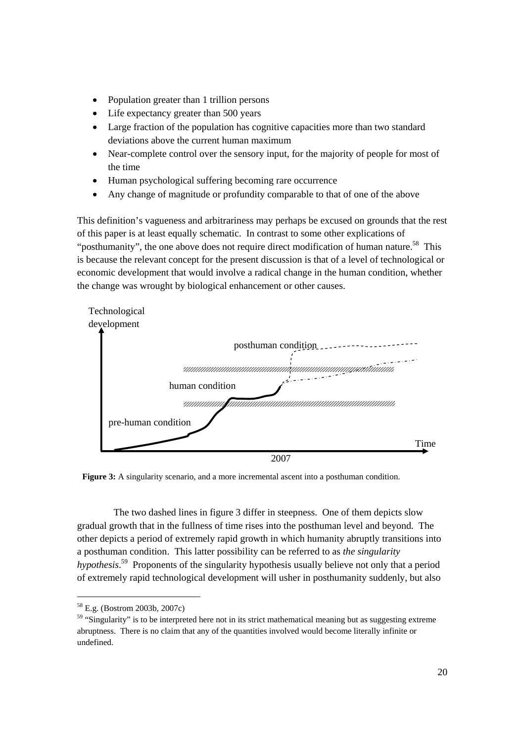- Population greater than 1 trillion persons
- Life expectancy greater than 500 years
- Large fraction of the population has cognitive capacities more than two standard deviations above the current human maximum
- Near-complete control over the sensory input, for the majority of people for most of the time
- Human psychological suffering becoming rare occurrence
- Any change of magnitude or profundity comparable to that of one of the above

This definition's vagueness and arbitrariness may perhaps be excused on grounds that the rest of this paper is at least equally schematic. In contrast to some other explications of "posthumanity", the one above does not require direct modification of human nature.[58] This is because the relevant concept for the present discussion is that of a level of technological or economic development that would involve a radical change in the human condition, whether the change was wrought by biological enhancement or other causes.

**Figure 3:** A singularity scenario, and a more incremental ascent into a posthuman condition.

The two dashed lines in figure 3 differ in steepness. One of them depicts slow gradual growth that in the fullness of time rises into the posthuman level and beyond. The other depicts a period of extremely rapid growth in which humanity abruptly transitions into a posthuman condition. This latter possibility can be referred to as *the singularity hypothesis*.[59] Proponents of the singularity hypothesis usually believe not only that a period of extremely rapid technological development will usher in posthumanity suddenly, but also

---

[58] E.g. (Bostrom 2003b, 2007c)

[59] "Singularity" is to be interpreted here not in its strict mathematical meaning but as suggesting extreme abruptness. There is no claim that any of the quantities involved would become literally infinite or undefined.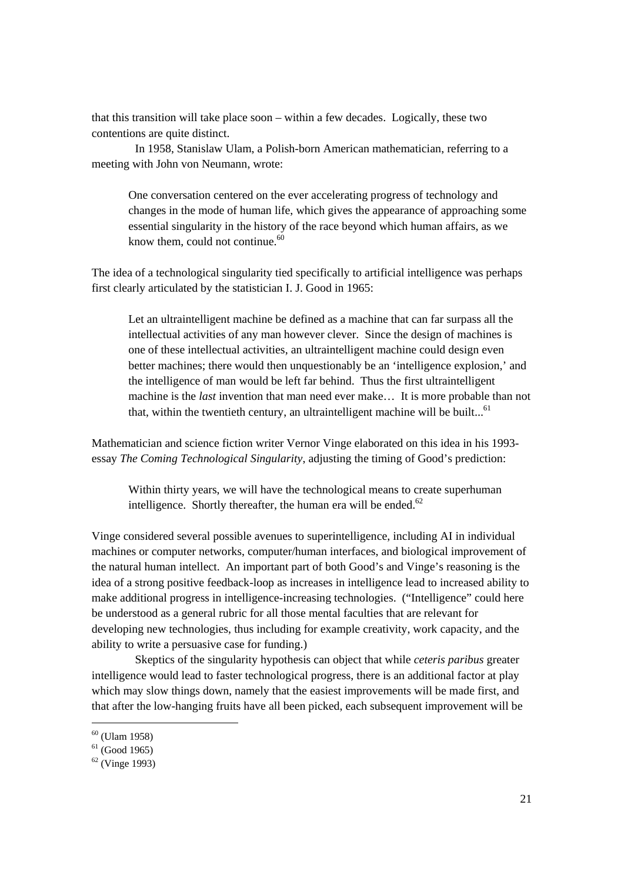that this transition will take place soon – within a few decades. Logically, these two contentions are quite distinct.

In 1958, Stanislaw Ulam, a Polish-born American mathematician, referring to a meeting with John von Neumann, wrote:

> One conversation centered on the ever accelerating progress of technology and changes in the mode of human life, which gives the appearance of approaching some essential singularity in the history of the race beyond which human affairs, as we know them, could not continue.[60]

The idea of a technological singularity tied specifically to artificial intelligence was perhaps first clearly articulated by the statistician I. J. Good in 1965:

> Let an ultraintelligent machine be defined as a machine that can far surpass all the intellectual activities of any man however clever. Since the design of machines is one of these intellectual activities, an ultraintelligent machine could design even better machines; there would then unquestionably be an 'intelligence explosion,' and the intelligence of man would be left far behind. Thus the first ultraintelligent machine is the *last* invention that man need ever make… It is more probable than not that, within the twentieth century, an ultraintelligent machine will be built...[61]

Mathematician and science fiction writer Vernor Vinge elaborated on this idea in his 1993-essay *The Coming Technological Singularity*, adjusting the timing of Good's prediction:

> Within thirty years, we will have the technological means to create superhuman intelligence. Shortly thereafter, the human era will be ended.[62]

Vinge considered several possible avenues to superintelligence, including AI in individual machines or computer networks, computer/human interfaces, and biological improvement of the natural human intellect. An important part of both Good's and Vinge's reasoning is the idea of a strong positive feedback-loop as increases in intelligence lead to increased ability to make additional progress in intelligence-increasing technologies. ("Intelligence" could here be understood as a general rubric for all those mental faculties that are relevant for developing new technologies, thus including for example creativity, work capacity, and the ability to write a persuasive case for funding.)

Skeptics of the singularity hypothesis can object that while *ceteris paribus* greater intelligence would lead to faster technological progress, there is an additional factor at play which may slow things down, namely that the easiest improvements will be made first, and that after the low-hanging fruits have all been picked, each subsequent improvement will be

---

[60] (Ulam 1958)

[61] (Good 1965)

[62] (Vinge 1993)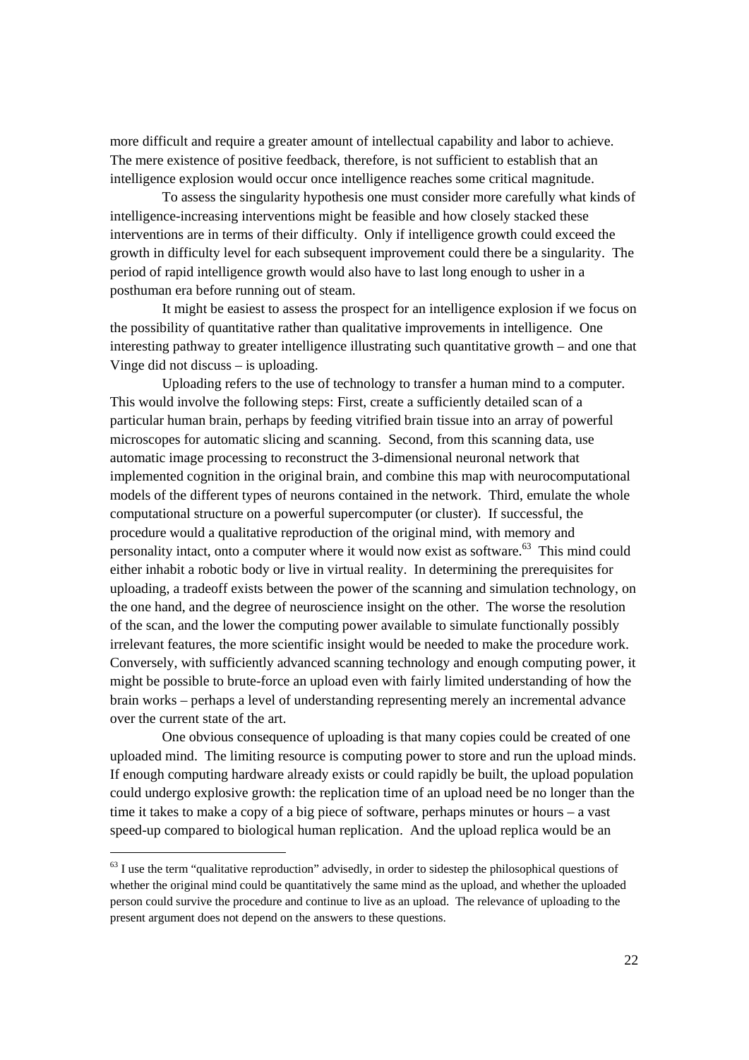more difficult and require a greater amount of intellectual capability and labor to achieve. The mere existence of positive feedback, therefore, is not sufficient to establish that an intelligence explosion would occur once intelligence reaches some critical magnitude.

To assess the singularity hypothesis one must consider more carefully what kinds of intelligence-increasing interventions might be feasible and how closely stacked these interventions are in terms of their difficulty. Only if intelligence growth could exceed the growth in difficulty level for each subsequent improvement could there be a singularity. The period of rapid intelligence growth would also have to last long enough to usher in a posthuman era before running out of steam.

It might be easiest to assess the prospect for an intelligence explosion if we focus on the possibility of quantitative rather than qualitative improvements in intelligence. One interesting pathway to greater intelligence illustrating such quantitative growth – and one that Vinge did not discuss – is uploading.

Uploading refers to the use of technology to transfer a human mind to a computer. This would involve the following steps: First, create a sufficiently detailed scan of a particular human brain, perhaps by feeding vitrified brain tissue into an array of powerful microscopes for automatic slicing and scanning. Second, from this scanning data, use automatic image processing to reconstruct the 3-dimensional neuronal network that implemented cognition in the original brain, and combine this map with neurocomputational models of the different types of neurons contained in the network. Third, emulate the whole computational structure on a powerful supercomputer (or cluster). If successful, the procedure would a qualitative reproduction of the original mind, with memory and personality intact, onto a computer where it would now exist as software.[63] This mind could either inhabit a robotic body or live in virtual reality. In determining the prerequisites for uploading, a tradeoff exists between the power of the scanning and simulation technology, on the one hand, and the degree of neuroscience insight on the other. The worse the resolution of the scan, and the lower the computing power available to simulate functionally possibly irrelevant features, the more scientific insight would be needed to make the procedure work. Conversely, with sufficiently advanced scanning technology and enough computing power, it might be possible to brute-force an upload even with fairly limited understanding of how the brain works – perhaps a level of understanding representing merely an incremental advance over the current state of the art.

One obvious consequence of uploading is that many copies could be created of one uploaded mind. The limiting resource is computing power to store and run the upload minds. If enough computing hardware already exists or could rapidly be built, the upload population could undergo explosive growth: the replication time of an upload need be no longer than the time it takes to make a copy of a big piece of software, perhaps minutes or hours – a vast speed-up compared to biological human replication. And the upload replica would be an

---

[63] I use the term "qualitative reproduction" advisedly, in order to sidestep the philosophical questions of whether the original mind could be quantitatively the same mind as the upload, and whether the uploaded person could survive the procedure and continue to live as an upload. The relevance of uploading to the present argument does not depend on the answers to these questions.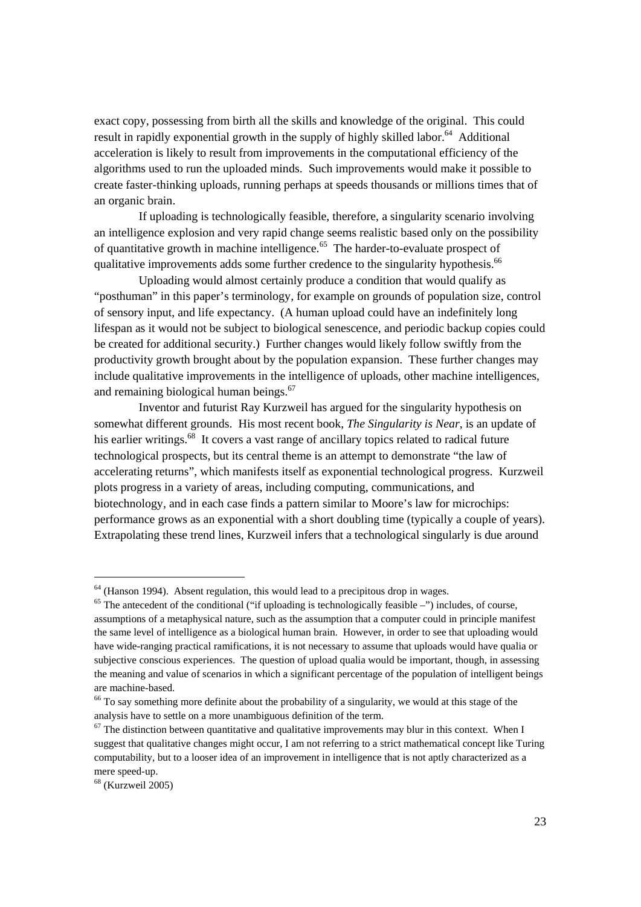exact copy, possessing from birth all the skills and knowledge of the original. This could result in rapidly exponential growth in the supply of highly skilled labor.[64] Additional acceleration is likely to result from improvements in the computational efficiency of the algorithms used to run the uploaded minds. Such improvements would make it possible to create faster-thinking uploads, running perhaps at speeds thousands or millions times that of an organic brain.

If uploading is technologically feasible, therefore, a singularity scenario involving an intelligence explosion and very rapid change seems realistic based only on the possibility of quantitative growth in machine intelligence.[65] The harder-to-evaluate prospect of qualitative improvements adds some further credence to the singularity hypothesis.[66]

Uploading would almost certainly produce a condition that would qualify as "posthuman" in this paper's terminology, for example on grounds of population size, control of sensory input, and life expectancy. (A human upload could have an indefinitely long lifespan as it would not be subject to biological senescence, and periodic backup copies could be created for additional security.) Further changes would likely follow swiftly from the productivity growth brought about by the population expansion. These further changes may include qualitative improvements in the intelligence of uploads, other machine intelligences, and remaining biological human beings.[67]

Inventor and futurist Ray Kurzweil has argued for the singularity hypothesis on somewhat different grounds. His most recent book, *The Singularity is Near*, is an update of his earlier writings.[68] It covers a vast range of ancillary topics related to radical future technological prospects, but its central theme is an attempt to demonstrate "the law of accelerating returns", which manifests itself as exponential technological progress. Kurzweil plots progress in a variety of areas, including computing, communications, and biotechnology, and in each case finds a pattern similar to Moore's law for microchips: performance grows as an exponential with a short doubling time (typically a couple of years). Extrapolating these trend lines, Kurzweil infers that a technological singularly is due around

---

[64] (Hanson 1994). Absent regulation, this would lead to a precipitous drop in wages.

[65] The antecedent of the conditional ("if uploading is technologically feasible –") includes, of course, assumptions of a metaphysical nature, such as the assumption that a computer could in principle manifest the same level of intelligence as a biological human brain. However, in order to see that uploading would have wide-ranging practical ramifications, it is not necessary to assume that uploads would have qualia or subjective conscious experiences. The question of upload qualia would be important, though, in assessing the meaning and value of scenarios in which a significant percentage of the population of intelligent beings are machine-based.

[66] To say something more definite about the probability of a singularity, we would at this stage of the analysis have to settle on a more unambiguous definition of the term.

[67] The distinction between quantitative and qualitative improvements may blur in this context. When I suggest that qualitative changes might occur, I am not referring to a strict mathematical concept like Turing computability, but to a looser idea of an improvement in intelligence that is not aptly characterized as a mere speed-up.

[68] (Kurzweil 2005)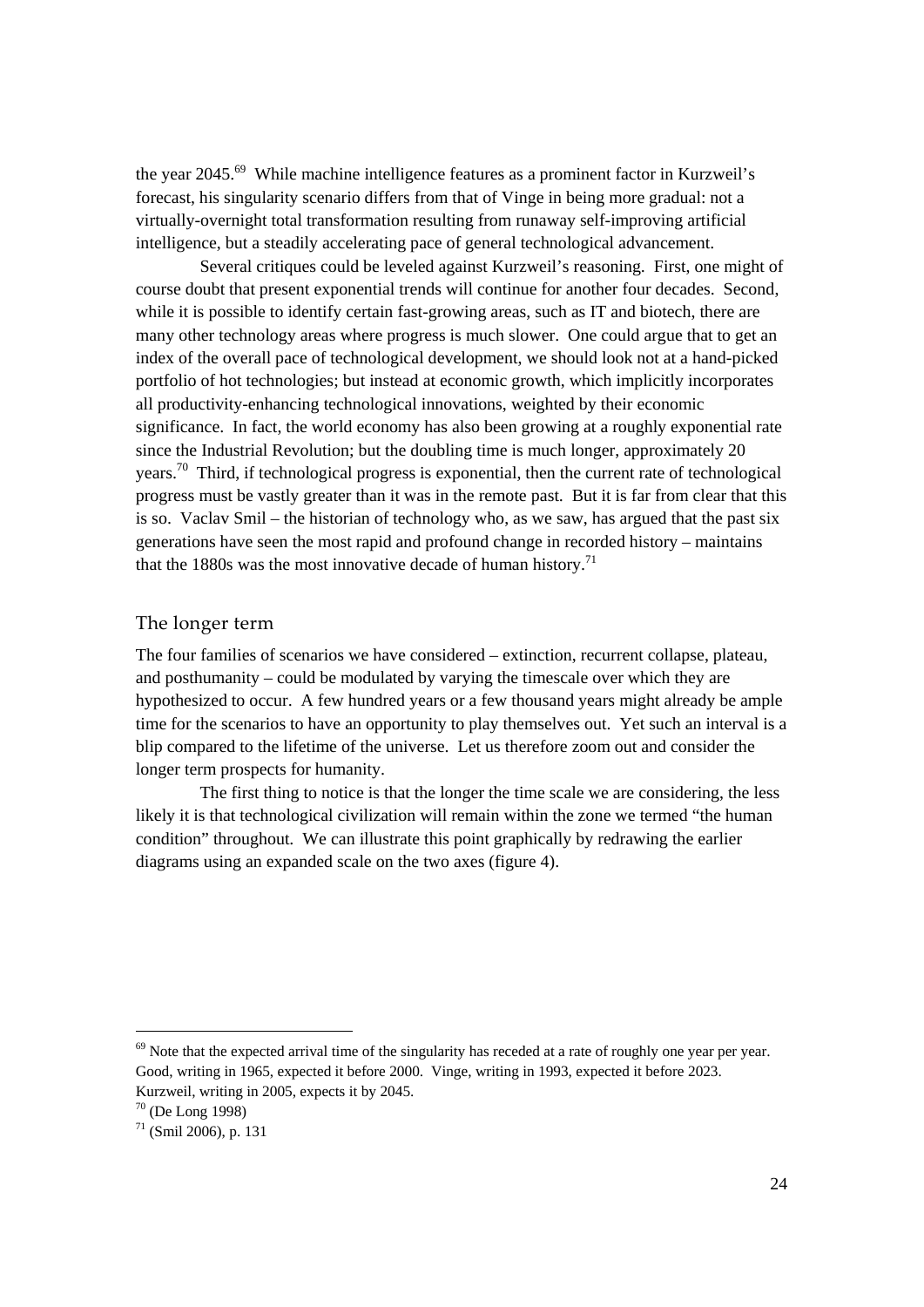the year 2045.[69] While machine intelligence features as a prominent factor in Kurzweil's forecast, his singularity scenario differs from that of Vinge in being more gradual: not a virtually-overnight total transformation resulting from runaway self-improving artificial intelligence, but a steadily accelerating pace of general technological advancement.

Several critiques could be leveled against Kurzweil's reasoning. First, one might of course doubt that present exponential trends will continue for another four decades. Second, while it is possible to identify certain fast-growing areas, such as IT and biotech, there are many other technology areas where progress is much slower. One could argue that to get an index of the overall pace of technological development, we should look not at a hand-picked portfolio of hot technologies; but instead at economic growth, which implicitly incorporates all productivity-enhancing technological innovations, weighted by their economic significance. In fact, the world economy has also been growing at a roughly exponential rate since the Industrial Revolution; but the doubling time is much longer, approximately 20 years.[70] Third, if technological progress is exponential, then the current rate of technological progress must be vastly greater than it was in the remote past. But it is far from clear that this is so. Vaclav Smil – the historian of technology who, as we saw, has argued that the past six generations have seen the most rapid and profound change in recorded history – maintains that the 1880s was the most innovative decade of human history.[71]

## The longer term

The four families of scenarios we have considered – extinction, recurrent collapse, plateau, and posthumanity – could be modulated by varying the timescale over which they are hypothesized to occur. A few hundred years or a few thousand years might already be ample time for the scenarios to have an opportunity to play themselves out. Yet such an interval is a blip compared to the lifetime of the universe. Let us therefore zoom out and consider the longer term prospects for humanity.

The first thing to notice is that the longer the time scale we are considering, the less likely it is that technological civilization will remain within the zone we termed "the human condition" throughout. We can illustrate this point graphically by redrawing the earlier diagrams using an expanded scale on the two axes (figure 4).

---

[69] Note that the expected arrival time of the singularity has receded at a rate of roughly one year per year. Good, writing in 1965, expected it before 2000. Vinge, writing in 1993, expected it before 2023. Kurzweil, writing in 2005, expects it by 2045.

[70] (De Long 1998)

[71] (Smil 2006), p. 131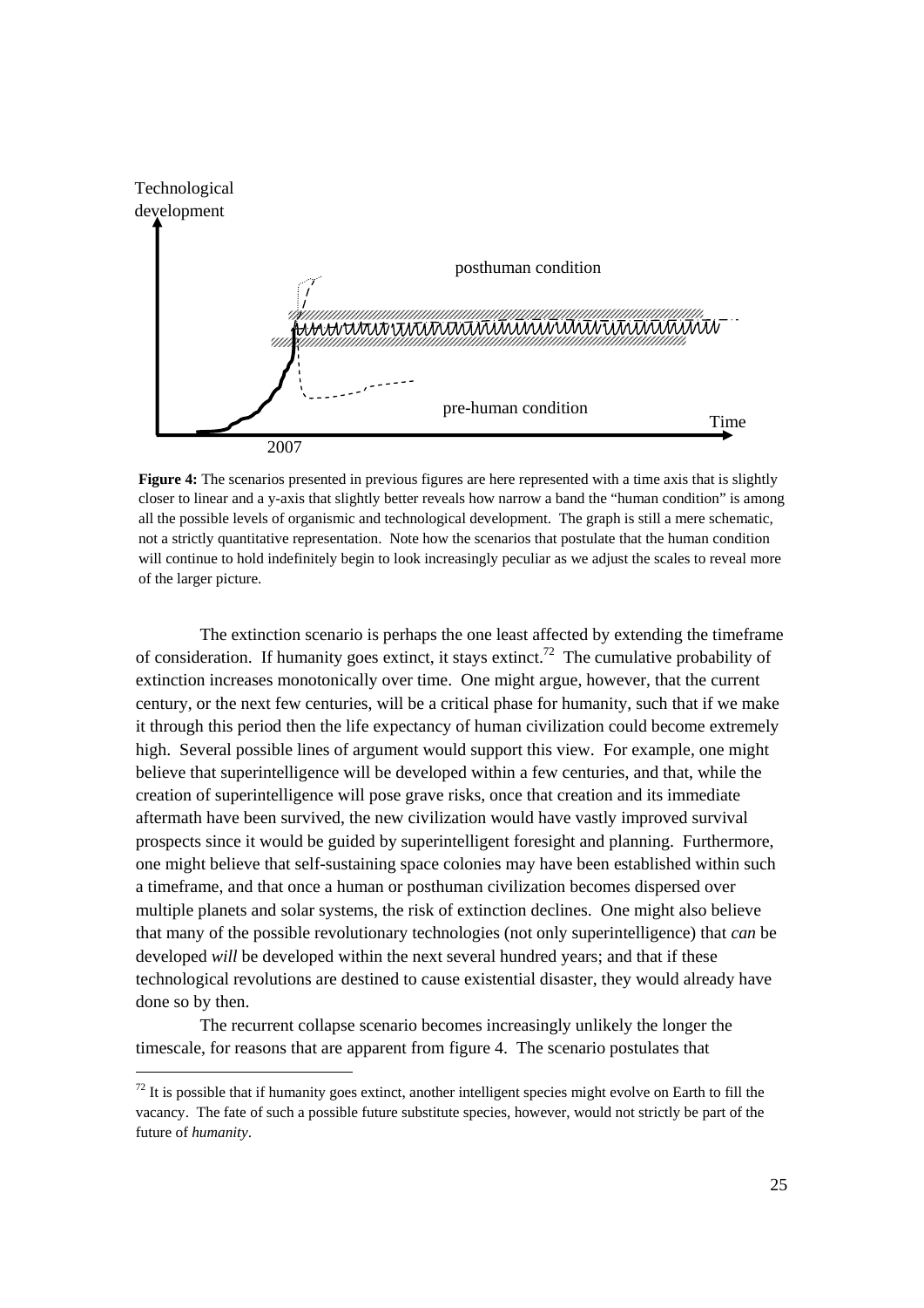Technological development

posthuman condition

pre-human condition

Time

2007

**Figure 4:** The scenarios presented in previous figures are here represented with a time axis that is slightly closer to linear and a y-axis that slightly better reveals how narrow a band the "human condition" is among all the possible levels of organismic and technological development. The graph is still a mere schematic, not a strictly quantitative representation. Note how the scenarios that postulate that the human condition will continue to hold indefinitely begin to look increasingly peculiar as we adjust the scales to reveal more of the larger picture.

The extinction scenario is perhaps the one least affected by extending the timeframe of consideration. If humanity goes extinct, it stays extinct.[72] The cumulative probability of extinction increases monotonically over time. One might argue, however, that the current century, or the next few centuries, will be a critical phase for humanity, such that if we make it through this period then the life expectancy of human civilization could become extremely high. Several possible lines of argument would support this view. For example, one might believe that superintelligence will be developed within a few centuries, and that, while the creation of superintelligence will pose grave risks, once that creation and its immediate aftermath have been survived, the new civilization would have vastly improved survival prospects since it would be guided by superintelligent foresight and planning. Furthermore, one might believe that self-sustaining space colonies may have been established within such a timeframe, and that once a human or posthuman civilization becomes dispersed over multiple planets and solar systems, the risk of extinction declines. One might also believe that many of the possible revolutionary technologies (not only superintelligence) that *can* be developed *will* be developed within the next several hundred years; and that if these technological revolutions are destined to cause existential disaster, they would already have done so by then.

The recurrent collapse scenario becomes increasingly unlikely the longer the timescale, for reasons that are apparent from figure 4. The scenario postulates that

[72] It is possible that if humanity goes extinct, another intelligent species might evolve on Earth to fill the vacancy. The fate of such a possible future substitute species, however, would not strictly be part of the future of *humanity*.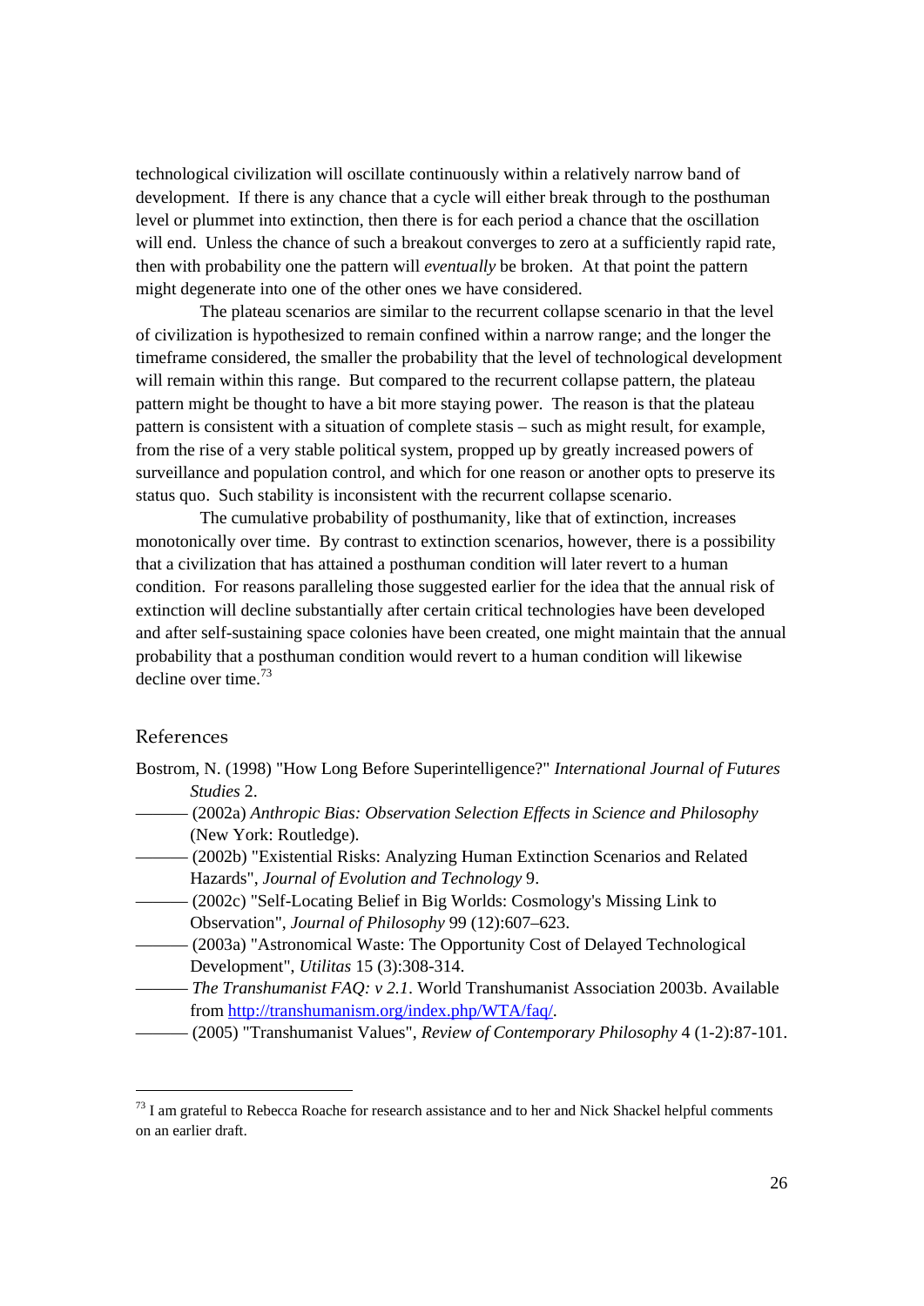technological civilization will oscillate continuously within a relatively narrow band of development. If there is any chance that a cycle will either break through to the posthuman level or plummet into extinction, then there is for each period a chance that the oscillation will end. Unless the chance of such a breakout converges to zero at a sufficiently rapid rate, then with probability one the pattern will *eventually* be broken. At that point the pattern might degenerate into one of the other ones we have considered.

The plateau scenarios are similar to the recurrent collapse scenario in that the level of civilization is hypothesized to remain confined within a narrow range; and the longer the timeframe considered, the smaller the probability that the level of technological development will remain within this range. But compared to the recurrent collapse pattern, the plateau pattern might be thought to have a bit more staying power. The reason is that the plateau pattern is consistent with a situation of complete stasis – such as might result, for example, from the rise of a very stable political system, propped up by greatly increased powers of surveillance and population control, and which for one reason or another opts to preserve its status quo. Such stability is inconsistent with the recurrent collapse scenario.

The cumulative probability of posthumanity, like that of extinction, increases monotonically over time. By contrast to extinction scenarios, however, there is a possibility that a civilization that has attained a posthuman condition will later revert to a human condition. For reasons paralleling those suggested earlier for the idea that the annual risk of extinction will decline substantially after certain critical technologies have been developed and after self-sustaining space colonies have been created, one might maintain that the annual probability that a posthuman condition would revert to a human condition will likewise decline over time.[73]

## References

Bostrom, N. (1998) "How Long Before Superintelligence?" *International Journal of Futures Studies* 2.

——— (2002a) *Anthropic Bias: Observation Selection Effects in Science and Philosophy* (New York: Routledge).

——— (2002b) "Existential Risks: Analyzing Human Extinction Scenarios and Related Hazards", *Journal of Evolution and Technology* 9.

——— (2002c) "Self-Locating Belief in Big Worlds: Cosmology's Missing Link to Observation", *Journal of Philosophy* 99 (12):607–623.

——— (2003a) "Astronomical Waste: The Opportunity Cost of Delayed Technological Development", *Utilitas* 15 (3):308-314.

——— *The Transhumanist FAQ: v 2.1*. World Transhumanist Association 2003b. Available from http://transhumanism.org/index.php/WTA/faq/.

——— (2005) "Transhumanist Values", *Review of Contemporary Philosophy* 4 (1-2):87-101.

---

[73] I am grateful to Rebecca Roache for research assistance and to her and Nick Shackel helpful comments on an earlier draft.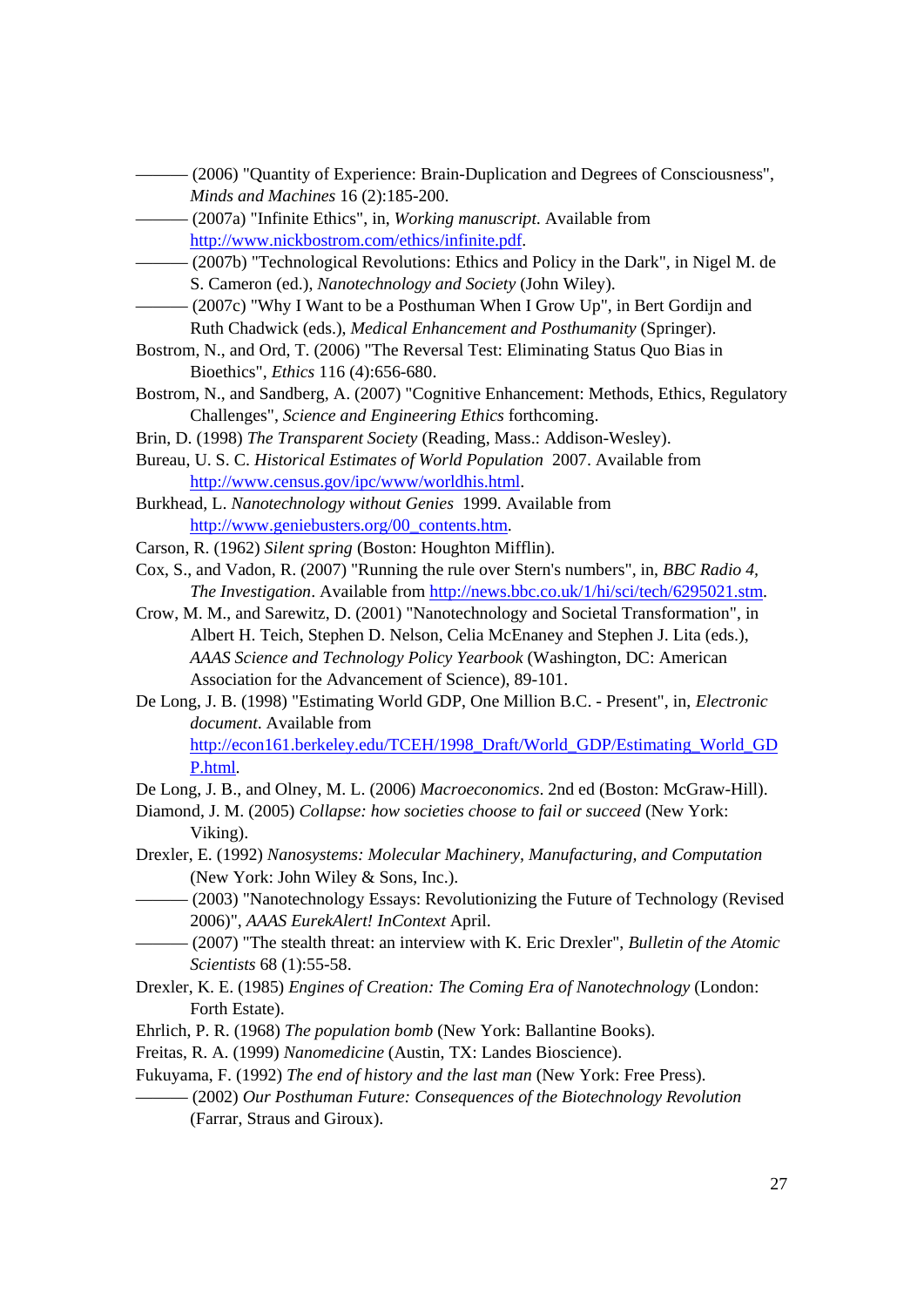——— (2006) "Quantity of Experience: Brain-Duplication and Degrees of Consciousness", *Minds and Machines* 16 (2):185-200.

——— (2007a) "Infinite Ethics", in, *Working manuscript*. Available from http://www.nickbostrom.com/ethics/infinite.pdf.

——— (2007b) "Technological Revolutions: Ethics and Policy in the Dark", in Nigel M. de S. Cameron (ed.), *Nanotechnology and Society* (John Wiley).

——— (2007c) "Why I Want to be a Posthuman When I Grow Up", in Bert Gordijn and Ruth Chadwick (eds.), *Medical Enhancement and Posthumanity* (Springer).

Bostrom, N., and Ord, T. (2006) "The Reversal Test: Eliminating Status Quo Bias in Bioethics", *Ethics* 116 (4):656-680.

Bostrom, N., and Sandberg, A. (2007) "Cognitive Enhancement: Methods, Ethics, Regulatory Challenges", *Science and Engineering Ethics* forthcoming.

Brin, D. (1998) *The Transparent Society* (Reading, Mass.: Addison-Wesley).

Bureau, U. S. C. *Historical Estimates of World Population* 2007. Available from http://www.census.gov/ipc/www/worldhis.html.

Burkhead, L. *Nanotechnology without Genies* 1999. Available from http://www.geniebusters.org/00_contents.htm.

Carson, R. (1962) *Silent spring* (Boston: Houghton Mifflin).

Cox, S., and Vadon, R. (2007) "Running the rule over Stern's numbers", in, *BBC Radio 4, The Investigation*. Available from http://news.bbc.co.uk/1/hi/sci/tech/6295021.stm.

Crow, M. M., and Sarewitz, D. (2001) "Nanotechnology and Societal Transformation", in Albert H. Teich, Stephen D. Nelson, Celia McEnaney and Stephen J. Lita (eds.), *AAAS Science and Technology Policy Yearbook* (Washington, DC: American Association for the Advancement of Science), 89-101.

De Long, J. B. (1998) "Estimating World GDP, One Million B.C. - Present", in, *Electronic document*. Available from http://econ161.berkeley.edu/TCEH/1998_Draft/World_GDP/Estimating_World_GDP.html.

De Long, J. B., and Olney, M. L. (2006) *Macroeconomics*. 2nd ed (Boston: McGraw-Hill).

Diamond, J. M. (2005) *Collapse: how societies choose to fail or succeed* (New York: Viking).

Drexler, E. (1992) *Nanosystems: Molecular Machinery, Manufacturing, and Computation* (New York: John Wiley & Sons, Inc.).

——— (2003) "Nanotechnology Essays: Revolutionizing the Future of Technology (Revised 2006)", *AAAS EurekAlert! InContext* April.

——— (2007) "The stealth threat: an interview with K. Eric Drexler", *Bulletin of the Atomic Scientists* 68 (1):55-58.

Drexler, K. E. (1985) *Engines of Creation: The Coming Era of Nanotechnology* (London: Forth Estate).

Ehrlich, P. R. (1968) *The population bomb* (New York: Ballantine Books).

Freitas, R. A. (1999) *Nanomedicine* (Austin, TX: Landes Bioscience).

Fukuyama, F. (1992) *The end of history and the last man* (New York: Free Press).

——— (2002) *Our Posthuman Future: Consequences of the Biotechnology Revolution* (Farrar, Straus and Giroux).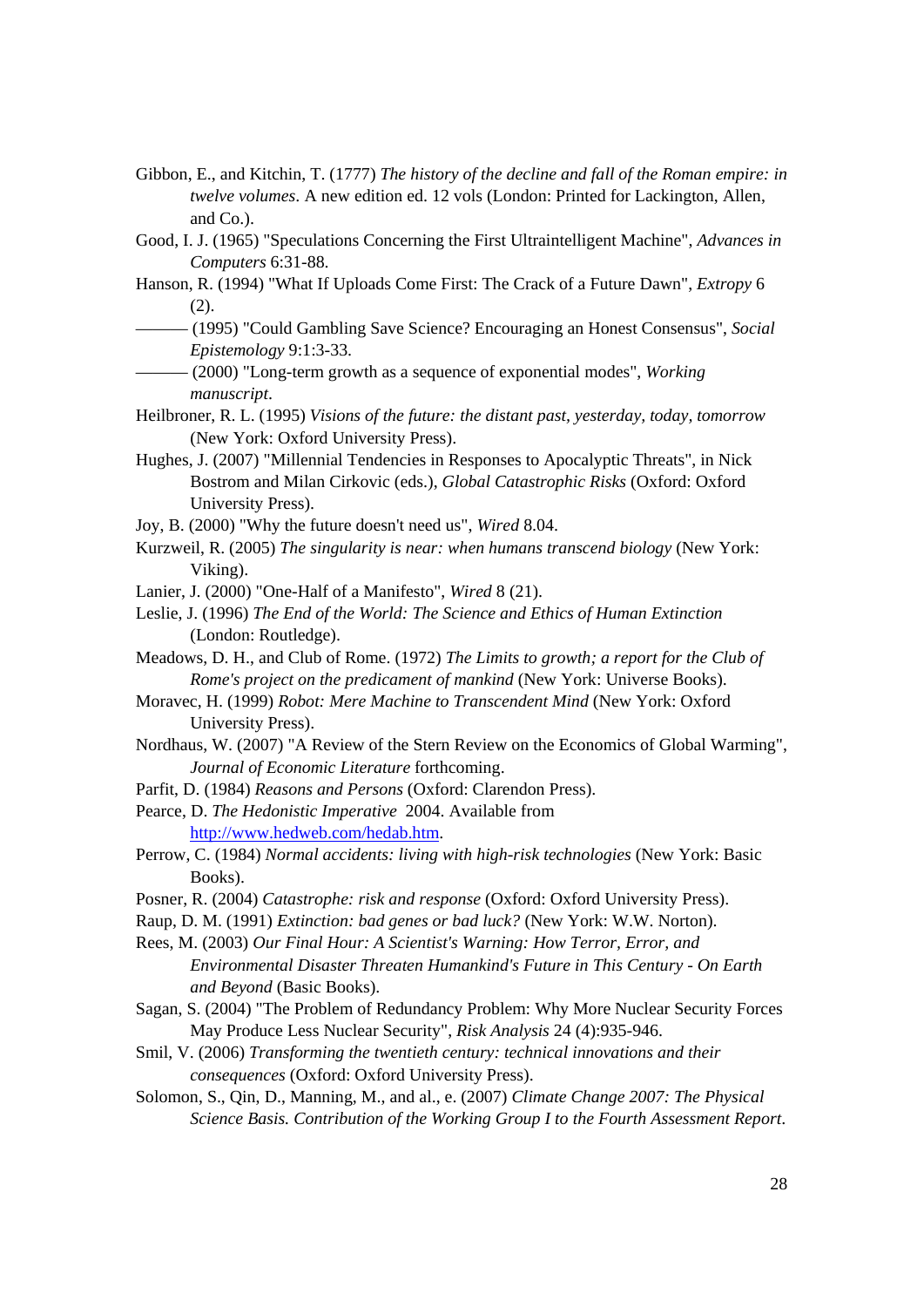Gibbon, E., and Kitchin, T. (1777) *The history of the decline and fall of the Roman empire: in twelve volumes*. A new edition ed. 12 vols (London: Printed for Lackington, Allen, and Co.).

Good, I. J. (1965) "Speculations Concerning the First Ultraintelligent Machine", *Advances in Computers* 6:31-88.

Hanson, R. (1994) "What If Uploads Come First: The Crack of a Future Dawn", *Extropy* 6 (2).

——— (1995) "Could Gambling Save Science? Encouraging an Honest Consensus", *Social Epistemology* 9:1:3-33.

——— (2000) "Long-term growth as a sequence of exponential modes", *Working manuscript*.

Heilbroner, R. L. (1995) *Visions of the future: the distant past, yesterday, today, tomorrow* (New York: Oxford University Press).

Hughes, J. (2007) "Millennial Tendencies in Responses to Apocalyptic Threats", in Nick Bostrom and Milan Cirkovic (eds.), *Global Catastrophic Risks* (Oxford: Oxford University Press).

Joy, B. (2000) "Why the future doesn't need us", *Wired* 8.04.

Kurzweil, R. (2005) *The singularity is near: when humans transcend biology* (New York: Viking).

Lanier, J. (2000) "One-Half of a Manifesto", *Wired* 8 (21).

Leslie, J. (1996) *The End of the World: The Science and Ethics of Human Extinction* (London: Routledge).

Meadows, D. H., and Club of Rome. (1972) *The Limits to growth; a report for the Club of Rome's project on the predicament of mankind* (New York: Universe Books).

Moravec, H. (1999) *Robot: Mere Machine to Transcendent Mind* (New York: Oxford University Press).

Nordhaus, W. (2007) "A Review of the Stern Review on the Economics of Global Warming", *Journal of Economic Literature* forthcoming.

Parfit, D. (1984) *Reasons and Persons* (Oxford: Clarendon Press).

Pearce, D. *The Hedonistic Imperative* 2004. Available from http://www.hedweb.com/hedab.htm.

Perrow, C. (1984) *Normal accidents: living with high-risk technologies* (New York: Basic Books).

Posner, R. (2004) *Catastrophe: risk and response* (Oxford: Oxford University Press).

Raup, D. M. (1991) *Extinction: bad genes or bad luck?* (New York: W.W. Norton).

Rees, M. (2003) *Our Final Hour: A Scientist's Warning: How Terror, Error, and Environmental Disaster Threaten Humankind's Future in This Century - On Earth and Beyond* (Basic Books).

Sagan, S. (2004) "The Problem of Redundancy Problem: Why More Nuclear Security Forces May Produce Less Nuclear Security", *Risk Analysis* 24 (4):935-946.

Smil, V. (2006) *Transforming the twentieth century: technical innovations and their consequences* (Oxford: Oxford University Press).

Solomon, S., Qin, D., Manning, M., and al., e. (2007) *Climate Change 2007: The Physical Science Basis. Contribution of the Working Group I to the Fourth Assessment Report*.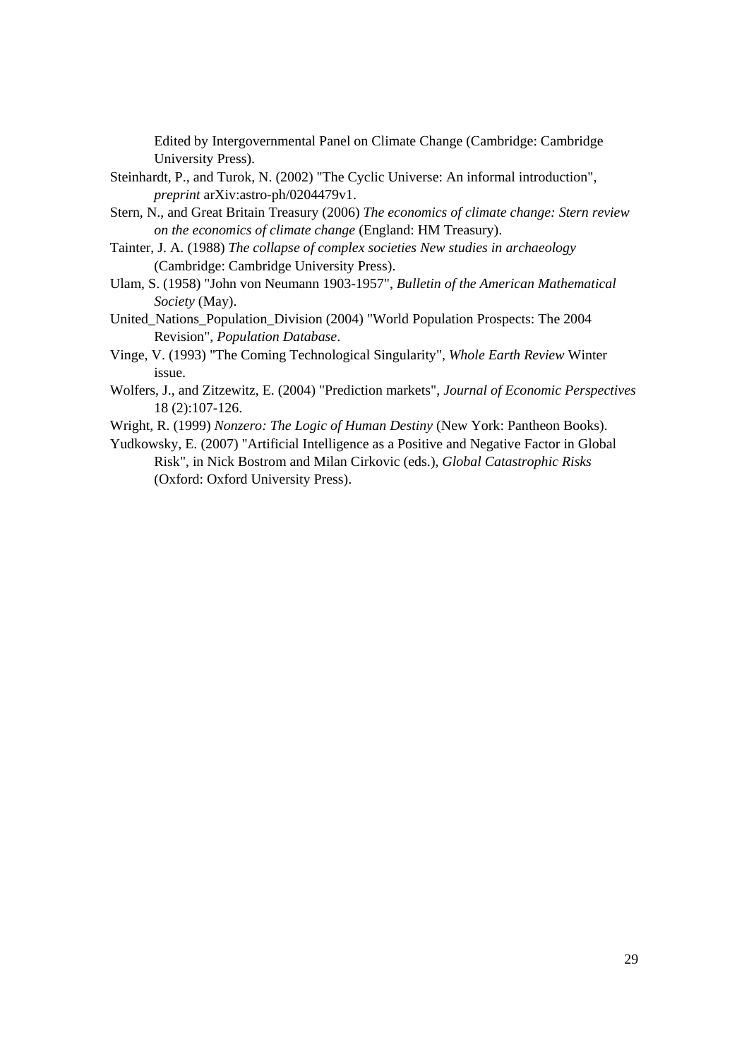Edited by Intergovernmental Panel on Climate Change (Cambridge: Cambridge University Press).

Steinhardt, P., and Turok, N. (2002) "The Cyclic Universe: An informal introduction", *preprint* arXiv:astro-ph/0204479v1.

Stern, N., and Great Britain Treasury (2006) *The economics of climate change: Stern review on the economics of climate change* (England: HM Treasury).

Tainter, J. A. (1988) *The collapse of complex societies New studies in archaeology* (Cambridge: Cambridge University Press).

Ulam, S. (1958) "John von Neumann 1903-1957", *Bulletin of the American Mathematical Society* (May).

United_Nations_Population_Division (2004) "World Population Prospects: The 2004 Revision", *Population Database*.

Vinge, V. (1993) "The Coming Technological Singularity", *Whole Earth Review* Winter issue.

Wolfers, J., and Zitzewitz, E. (2004) "Prediction markets", *Journal of Economic Perspectives* 18 (2):107-126.

Wright, R. (1999) *Nonzero: The Logic of Human Destiny* (New York: Pantheon Books).

Yudkowsky, E. (2007) "Artificial Intelligence as a Positive and Negative Factor in Global Risk", in Nick Bostrom and Milan Cirkovic (eds.), *Global Catastrophic Risks* (Oxford: Oxford University Press).